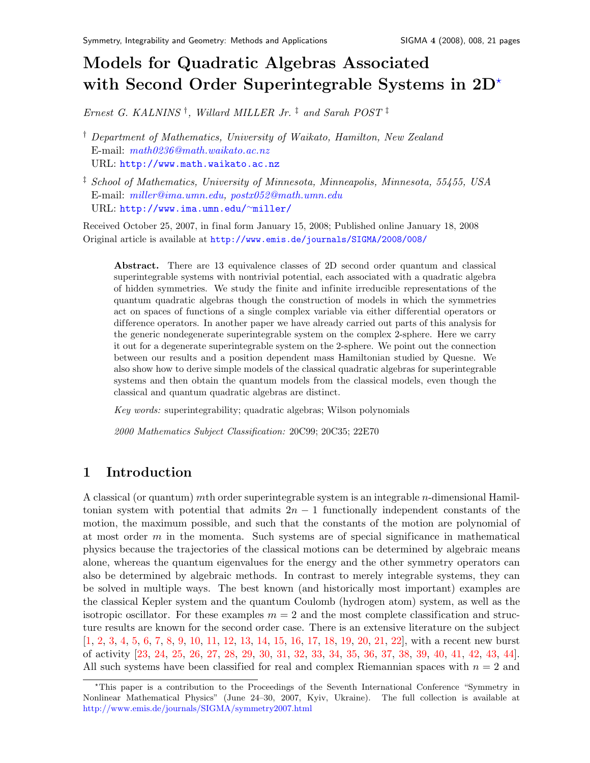# Models for Quadratic Algebras Associated with Second Order Superintegrable Systems in 2D*

*Ernest G. KALNINS* †, *Willard MILLER Jr.* ‡ and *Sarah POST* ‡

† *Department of Mathematics, University of Waikato, Hamilton, New Zealand*
E-mail: *math0236@math.waikato.ac.nz*
URL: http://www.math.waikato.ac.nz

‡ *School of Mathematics, University of Minnesota, Minneapolis, Minnesota, 55455, USA*
E-mail: *miller@ima.umn.edu*, *postx052@math.umn.edu*
URL: http://www.ima.umn.edu/~miller/

Received October 25, 2007, in final form January 15, 2008; Published online January 18, 2008
Original article is available at http://www.emis.de/journals/SIGMA/2008/008/

> **Abstract.** There are 13 equivalence classes of 2D second order quantum and classical superintegrable systems with nontrivial potential, each associated with a quadratic algebra of hidden symmetries. We study the finite and infinite irreducible representations of the quantum quadratic algebras though the construction of models in which the symmetries act on spaces of functions of a single complex variable via either differential operators or difference operators. In another paper we have already carried out parts of this analysis for the generic nondegenerate superintegrable system on the complex 2-sphere. Here we carry it out for a degenerate superintegrable system on the 2-sphere. We point out the connection between our results and a position dependent mass Hamiltonian studied by Quesne. We also show how to derive simple models of the classical quadratic algebras for superintegrable systems and then obtain the quantum models from the classical models, even though the classical and quantum quadratic algebras are distinct.
>
> *Key words:* superintegrability; quadratic algebras; Wilson polynomials
>
> *2000 Mathematics Subject Classification:* 20C99; 20C35; 22E70

## 1 Introduction

A classical (or quantum) $m$th order superintegrable system is an integrable $n$-dimensional Hamiltonian system with potential that admits $2n-1$ functionally independent constants of the motion, the maximum possible, and such that the constants of the motion are polynomial of at most order $m$ in the momenta. Such systems are of special significance in mathematical physics because the trajectories of the classical motions can be determined by algebraic means alone, whereas the quantum eigenvalues for the energy and the other symmetry operators can also be determined by algebraic methods. In contrast to merely integrable systems, they can be solved in multiple ways. The best known (and historically most important) examples are the classical Kepler system and the quantum Coulomb (hydrogen atom) system, as well as the isotropic oscillator. For these examples $m = 2$ and the most complete classification and structure results are known for the second order case. There is an extensive literature on the subject [1, 2, 3, 4, 5, 6, 7, 8, 9, 10, 11, 12, 13, 14, 15, 16, 17, 18, 19, 20, 21, 22], with a recent new burst of activity [23, 24, 25, 26, 27, 28, 29, 30, 31, 32, 33, 34, 35, 36, 37, 38, 39, 40, 41, 42, 43, 44]. All such systems have been classified for real and complex Riemannian spaces with $n = 2$ and

*This paper is a contribution to the Proceedings of the Seventh International Conference "Symmetry in Nonlinear Mathematical Physics" (June 24–30, 2007, Kyiv, Ukraine). The full collection is available at http://www.emis.de/journals/SIGMA/symmetry2007.html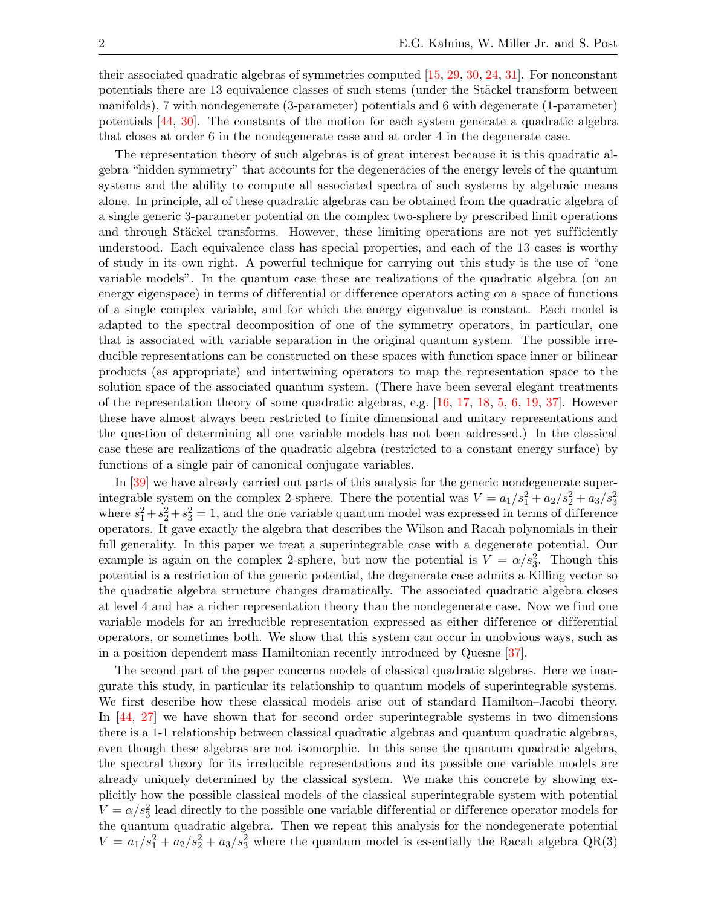their associated quadratic algebras of symmetries computed [15, 29, 30, 24, 31]. For nonconstant potentials there are 13 equivalence classes of such stems (under the Stäckel transform between manifolds), 7 with nondegenerate (3-parameter) potentials and 6 with degenerate (1-parameter) potentials [44, 30]. The constants of the motion for each system generate a quadratic algebra that closes at order 6 in the nondegenerate case and at order 4 in the degenerate case.

The representation theory of such algebras is of great interest because it is this quadratic algebra "hidden symmetry" that accounts for the degeneracies of the energy levels of the quantum systems and the ability to compute all associated spectra of such systems by algebraic means alone. In principle, all of these quadratic algebras can be obtained from the quadratic algebra of a single generic 3-parameter potential on the complex two-sphere by prescribed limit operations and through Stäckel transforms. However, these limiting operations are not yet sufficiently understood. Each equivalence class has special properties, and each of the 13 cases is worthy of study in its own right. A powerful technique for carrying out this study is the use of "one variable models". In the quantum case these are realizations of the quadratic algebra (on an energy eigenspace) in terms of differential or difference operators acting on a space of functions of a single complex variable, and for which the energy eigenvalue is constant. Each model is adapted to the spectral decomposition of one of the symmetry operators, in particular, one that is associated with variable separation in the original quantum system. The possible irreducible representations can be constructed on these spaces with function space inner or bilinear products (as appropriate) and intertwining operators to map the representation space to the solution space of the associated quantum system. (There have been several elegant treatments of the representation theory of some quadratic algebras, e.g. [16, 17, 18, 5, 6, 19, 37]. However these have almost always been restricted to finite dimensional and unitary representations and the question of determining all one variable models has not been addressed.) In the classical case these are realizations of the quadratic algebra (restricted to a constant energy surface) by functions of a single pair of canonical conjugate variables.

In [39] we have already carried out parts of this analysis for the generic nondegenerate superintegrable system on the complex 2-sphere. There the potential was $V = a_1/s_1^2 + a_2/s_2^2 + a_3/s_3^2$ where $s_1^2+s_2^2+s_3^2 = 1$, and the one variable quantum model was expressed in terms of difference operators. It gave exactly the algebra that describes the Wilson and Racah polynomials in their full generality. In this paper we treat a superintegrable case with a degenerate potential. Our example is again on the complex 2-sphere, but now the potential is $V = \alpha/s_3^2$. Though this potential is a restriction of the generic potential, the degenerate case admits a Killing vector so the quadratic algebra structure changes dramatically. The associated quadratic algebra closes at level 4 and has a richer representation theory than the nondegenerate case. Now we find one variable models for an irreducible representation expressed as either difference or differential operators, or sometimes both. We show that this system can occur in unobvious ways, such as in a position dependent mass Hamiltonian recently introduced by Quesne [37].

The second part of the paper concerns models of classical quadratic algebras. Here we inaugurate this study, in particular its relationship to quantum models of superintegrable systems. We first describe how these classical models arise out of standard Hamilton–Jacobi theory. In [44, 27] we have shown that for second order superintegrable systems in two dimensions there is a 1-1 relationship between classical quadratic algebras and quantum quadratic algebras, even though these algebras are not isomorphic. In this sense the quantum quadratic algebra, the spectral theory for its irreducible representations and its possible one variable models are already uniquely determined by the classical system. We make this concrete by showing explicitly how the possible classical models of the classical superintegrable system with potential $V = \alpha/s_3^2$ lead directly to the possible one variable differential or difference operator models for the quantum quadratic algebra. Then we repeat this analysis for the nondegenerate potential $V = a_1/s_1^2 + a_2/s_2^2 + a_3/s_3^2$ where the quantum model is essentially the Racah algebra QR(3)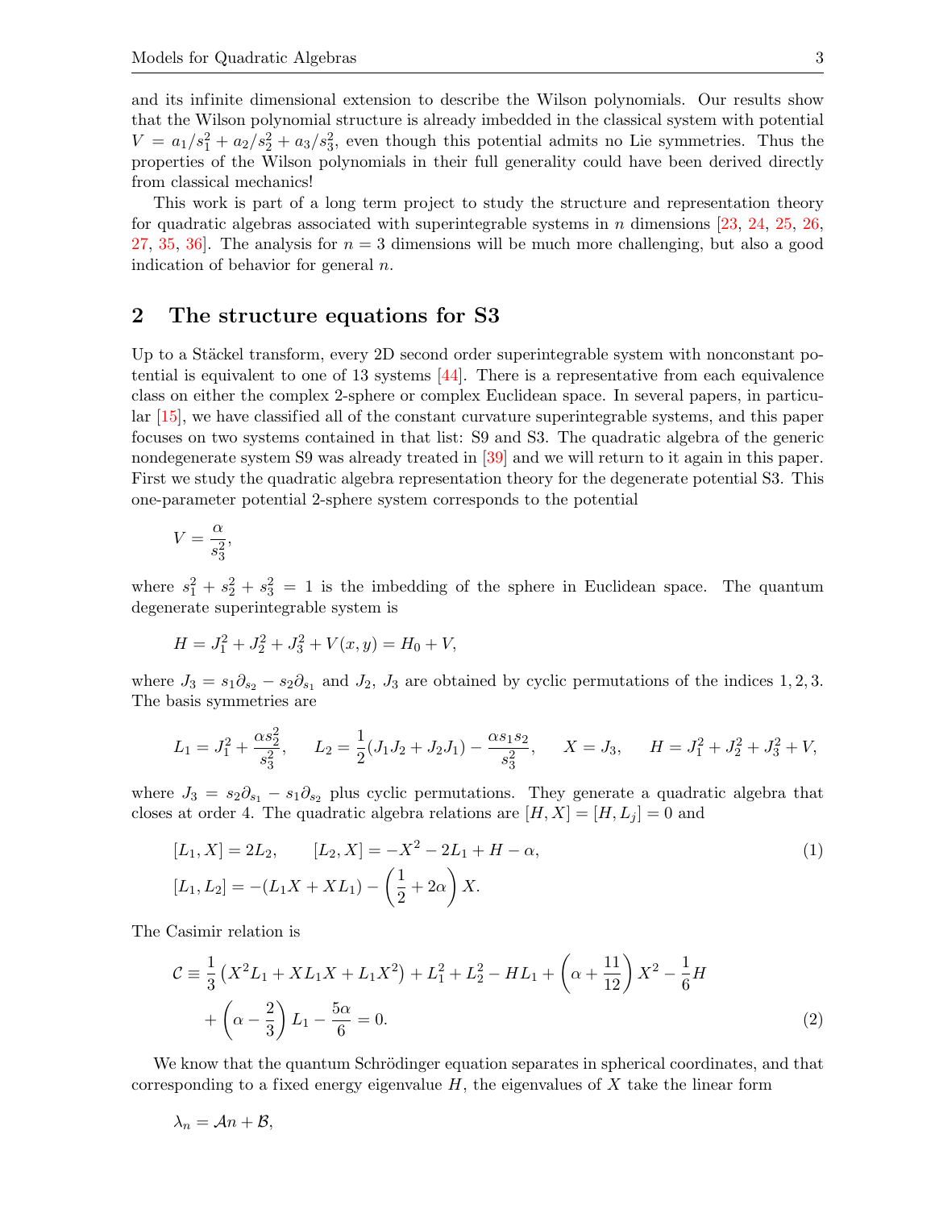and its infinite dimensional extension to describe the Wilson polynomials. Our results show that the Wilson polynomial structure is already imbedded in the classical system with potential $V = a_1/s_1^2 + a_2/s_2^2 + a_3/s_3^2$, even though this potential admits no Lie symmetries. Thus the properties of the Wilson polynomials in their full generality could have been derived directly from classical mechanics!

This work is part of a long term project to study the structure and representation theory for quadratic algebras associated with superintegrable systems in $n$ dimensions [23, 24, 25, 26, 27, 35, 36]. The analysis for $n = 3$ dimensions will be much more challenging, but also a good indication of behavior for general $n$.

## 2 The structure equations for S3

Up to a Stäckel transform, every 2D second order superintegrable system with nonconstant potential is equivalent to one of 13 systems [44]. There is a representative from each equivalence class on either the complex 2-sphere or complex Euclidean space. In several papers, in particular [15], we have classified all of the constant curvature superintegrable systems, and this paper focuses on two systems contained in that list: S9 and S3. The quadratic algebra of the generic nondegenerate system S9 was already treated in [39] and we will return to it again in this paper. First we study the quadratic algebra representation theory for the degenerate potential S3. This one-parameter potential 2-sphere system corresponds to the potential

$$V = \frac{\alpha}{s_3^2},$$

where $s_1^2 + s_2^2 + s_3^2 = 1$ is the imbedding of the sphere in Euclidean space. The quantum degenerate superintegrable system is

$$H = J_1^2 + J_2^2 + J_3^2 + V(x, y) = H_0 + V,$$

where $J_3 = s_1\partial_{s_2} - s_2\partial_{s_1}$ and $J_2$, $J_3$ are obtained by cyclic permutations of the indices $1, 2, 3$. The basis symmetries are

$$L_1 = J_1^2 + \frac{\alpha s_2^2}{s_3^2}, \qquad L_2 = \frac{1}{2}(J_1J_2 + J_2J_1) - \frac{\alpha s_1 s_2}{s_3^2}, \qquad X = J_3, \qquad H = J_1^2 + J_2^2 + J_3^2 + V,$$

where $J_3 = s_2\partial_{s_1} - s_1\partial_{s_2}$ plus cyclic permutations. They generate a quadratic algebra that closes at order 4. The quadratic algebra relations are $[H, X] = [H, L_j] = 0$ and

$$[L_1, X] = 2L_2, \qquad [L_2, X] = -X^2 - 2L_1 + H - \alpha,$$
$$[L_1, L_2] = -(L_1X + XL_1) - \left(\frac{1}{2} + 2\alpha\right)X. \tag{1}$$

The Casimir relation is

$$\mathcal{C} \equiv \frac{1}{3}\left(X^2L_1 + XL_1X + L_1X^2\right) + L_1^2 + L_2^2 - HL_1 + \left(\alpha + \frac{11}{12}\right)X^2 - \frac{1}{6}H$$
$$+ \left(\alpha - \frac{2}{3}\right)L_1 - \frac{5\alpha}{6} = 0. \tag{2}$$

We know that the quantum Schrödinger equation separates in spherical coordinates, and that corresponding to a fixed energy eigenvalue $H$, the eigenvalues of $X$ take the linear form

$$\lambda_n = \mathcal{A}n + \mathcal{B},$$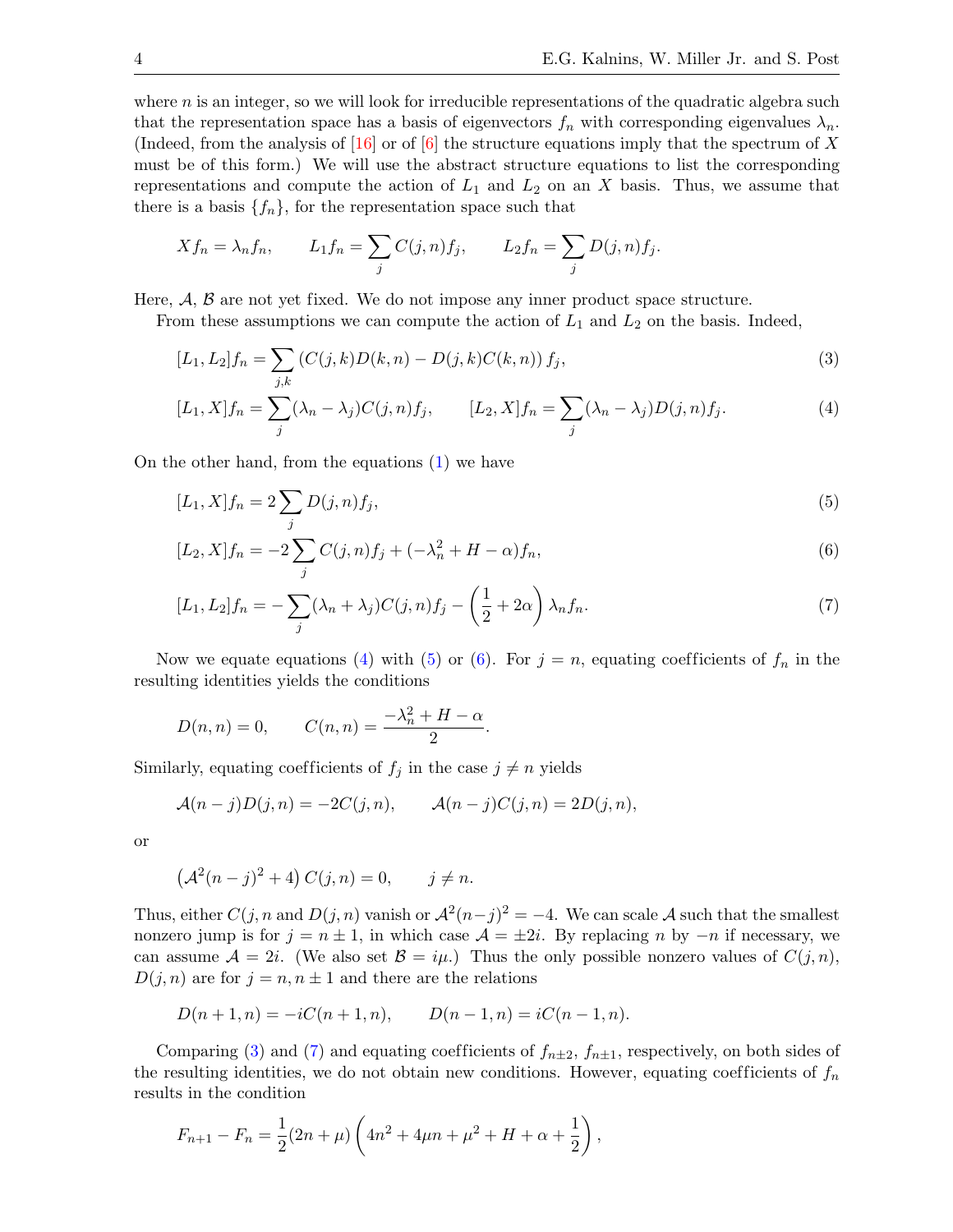where $n$ is an integer, so we will look for irreducible representations of the quadratic algebra such that the representation space has a basis of eigenvectors $f_n$ with corresponding eigenvalues $\lambda_n$. (Indeed, from the analysis of [16] or of [6] the structure equations imply that the spectrum of $X$ must be of this form.) We will use the abstract structure equations to list the corresponding representations and compute the action of $L_1$ and $L_2$ on an $X$ basis. Thus, we assume that there is a basis $\{f_n\}$, for the representation space such that

$$Xf_n = \lambda_n f_n, \qquad L_1 f_n = \sum_j C(j,n) f_j, \qquad L_2 f_n = \sum_j D(j,n) f_j.$$

Here, $\mathcal{A}$, $\mathcal{B}$ are not yet fixed. We do not impose any inner product space structure.

From these assumptions we can compute the action of $L_1$ and $L_2$ on the basis. Indeed,

$$[L_1, L_2] f_n = \sum_{j,k} \left( C(j,k)D(k,n) - D(j,k)C(k,n) \right) f_j, \tag{3}$$

$$[L_1, X] f_n = \sum_j (\lambda_n - \lambda_j) C(j,n) f_j, \qquad [L_2, X] f_n = \sum_j (\lambda_n - \lambda_j) D(j,n) f_j. \tag{4}$$

On the other hand, from the equations (1) we have

$$[L_1, X] f_n = 2 \sum_j D(j,n) f_j, \tag{5}$$

$$[L_2, X] f_n = -2 \sum_j C(j,n) f_j + (-\lambda_n^2 + H - \alpha) f_n, \tag{6}$$

$$[L_1, L_2] f_n = -\sum_j (\lambda_n + \lambda_j) C(j,n) f_j - \left( \frac{1}{2} + 2\alpha \right) \lambda_n f_n. \tag{7}$$

Now we equate equations (4) with (5) or (6). For $j = n$, equating coefficients of $f_n$ in the resulting identities yields the conditions

$$D(n,n) = 0, \qquad C(n,n) = \frac{-\lambda_n^2 + H - \alpha}{2}.$$

Similarly, equating coefficients of $f_j$ in the case $j \neq n$ yields

$$\mathcal{A}(n-j) D(j,n) = -2C(j,n), \qquad \mathcal{A}(n-j) C(j,n) = 2D(j,n),$$

or

$$\left( \mathcal{A}^2 (n-j)^2 + 4 \right) C(j,n) = 0, \qquad j \neq n.$$

Thus, either $C(j,n$ and $D(j,n)$ vanish or $\mathcal{A}^2(n-j)^2 = -4$. We can scale $\mathcal{A}$ such that the smallest nonzero jump is for $j = n \pm 1$, in which case $\mathcal{A} = \pm 2i$. By replacing $n$ by $-n$ if necessary, we can assume $\mathcal{A} = 2i$. (We also set $\mathcal{B} = i\mu$.) Thus the only possible nonzero values of $C(j,n)$, $D(j,n)$ are for $j = n, n \pm 1$ and there are the relations

$$D(n+1,n) = -iC(n+1,n), \qquad D(n-1,n) = iC(n-1,n).$$

Comparing (3) and (7) and equating coefficients of $f_{n\pm 2}$, $f_{n\pm 1}$, respectively, on both sides of the resulting identities, we do not obtain new conditions. However, equating coefficients of $f_n$ results in the condition

$$F_{n+1} - F_n = \frac{1}{2}(2n + \mu) \left( 4n^2 + 4\mu n + \mu^2 + H + \alpha + \frac{1}{2} \right),$$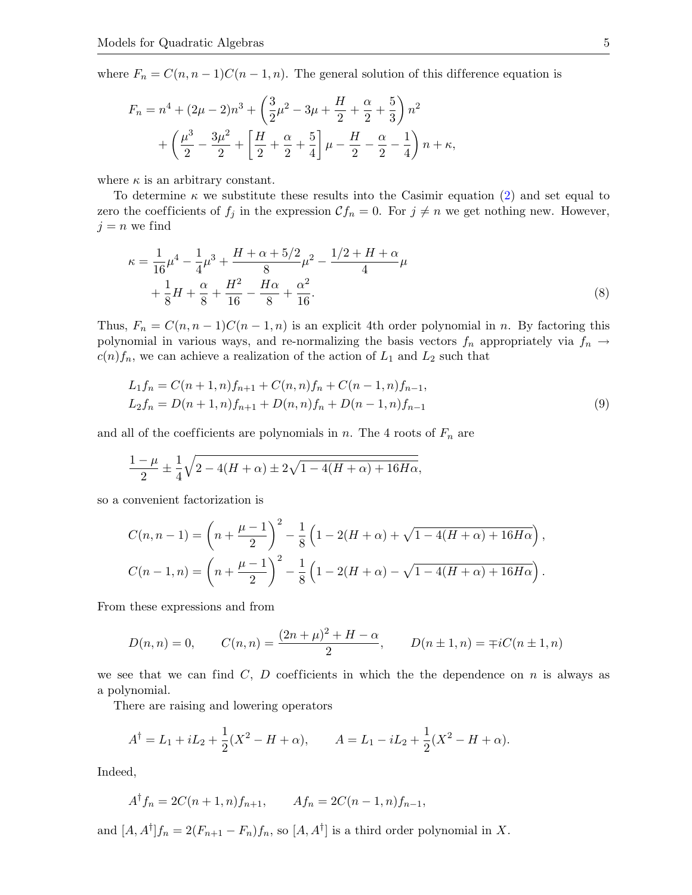where $F_n = C(n, n-1)C(n-1, n)$. The general solution of this difference equation is

$$
\begin{aligned}
F_n &= n^4 + (2\mu - 2)n^3 + \left(\frac{3}{2}\mu^2 - 3\mu + \frac{H}{2} + \frac{\alpha}{2} + \frac{5}{3}\right) n^2 \\
&\quad + \left(\frac{\mu^3}{2} - \frac{3\mu^2}{2} + \left[\frac{H}{2} + \frac{\alpha}{2} + \frac{5}{4}\right]\mu - \frac{H}{2} - \frac{\alpha}{2} - \frac{1}{4}\right) n + \kappa,
\end{aligned}
$$

where $\kappa$ is an arbitrary constant.

To determine $\kappa$ we substitute these results into the Casimir equation (2) and set equal to zero the coefficients of $f_j$ in the expression $\mathcal{C} f_n = 0$. For $j \neq n$ we get nothing new. However, $j = n$ we find

$$
\begin{aligned}
\kappa &= \frac{1}{16}\mu^4 - \frac{1}{4}\mu^3 + \frac{H + \alpha + 5/2}{8}\mu^2 - \frac{1/2 + H + \alpha}{4}\mu \\
&\quad + \frac{1}{8}H + \frac{\alpha}{8} + \frac{H^2}{16} - \frac{H\alpha}{8} + \frac{\alpha^2}{16}.
\end{aligned} \tag{8}
$$

Thus, $F_n = C(n, n-1)C(n-1, n)$ is an explicit 4th order polynomial in $n$. By factoring this polynomial in various ways, and re-normalizing the basis vectors $f_n$ appropriately via $f_n \to c(n) f_n$, we can achieve a realization of the action of $L_1$ and $L_2$ such that

$$
\begin{aligned}
L_1 f_n &= C(n+1, n) f_{n+1} + C(n, n) f_n + C(n-1, n) f_{n-1}, \\
L_2 f_n &= D(n+1, n) f_{n+1} + D(n, n) f_n + D(n-1, n) f_{n-1}
\end{aligned} \tag{9}
$$

and all of the coefficients are polynomials in $n$. The 4 roots of $F_n$ are

$$
\frac{1 - \mu}{2} \pm \frac{1}{4}\sqrt{2 - 4(H + \alpha) \pm 2\sqrt{1 - 4(H + \alpha) + 16H\alpha}},
$$

so a convenient factorization is

$$
\begin{aligned}
C(n, n-1) &= \left(n + \frac{\mu - 1}{2}\right)^2 - \frac{1}{8}\left(1 - 2(H + \alpha) + \sqrt{1 - 4(H + \alpha) + 16H\alpha}\right), \\
C(n-1, n) &= \left(n + \frac{\mu - 1}{2}\right)^2 - \frac{1}{8}\left(1 - 2(H + \alpha) - \sqrt{1 - 4(H + \alpha) + 16H\alpha}\right).
\end{aligned}
$$

From these expressions and from

$$
D(n, n) = 0, \qquad C(n, n) = \frac{(2n + \mu)^2 + H - \alpha}{2}, \qquad D(n \pm 1, n) = \mp i C(n \pm 1, n)
$$

we see that we can find $C$, $D$ coefficients in which the the dependence on $n$ is always as a polynomial.

There are raising and lowering operators

$$
A^\dagger = L_1 + iL_2 + \frac{1}{2}(X^2 - H + \alpha), \qquad A = L_1 - iL_2 + \frac{1}{2}(X^2 - H + \alpha).
$$

Indeed,

$$
A^\dagger f_n = 2C(n+1, n) f_{n+1}, \qquad A f_n = 2C(n-1, n) f_{n-1},
$$

and $[A, A^\dagger] f_n = 2(F_{n+1} - F_n) f_n$, so $[A, A^\dagger]$ is a third order polynomial in $X$.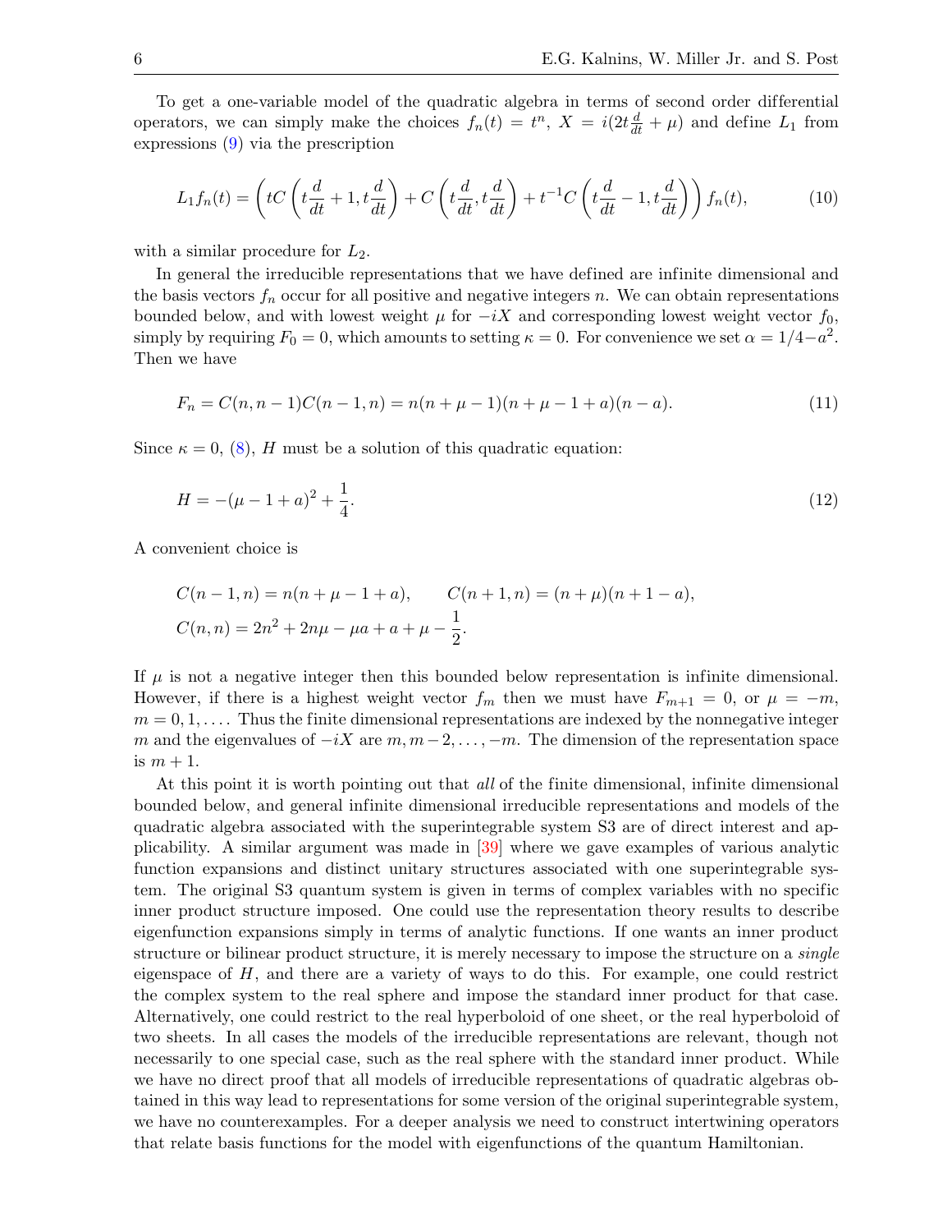To get a one-variable model of the quadratic algebra in terms of second order differential operators, we can simply make the choices $f_n(t) = t^n$, $X = i(2t\frac{d}{dt} + \mu)$ and define $L_1$ from expressions (9) via the prescription

$$L_1 f_n(t) = \left( tC\left(t\frac{d}{dt}+1, t\frac{d}{dt}\right) + C\left(t\frac{d}{dt}, t\frac{d}{dt}\right) + t^{-1}C\left(t\frac{d}{dt}-1, t\frac{d}{dt}\right) \right) f_n(t), \tag{10}$$

with a similar procedure for $L_2$.

In general the irreducible representations that we have defined are infinite dimensional and the basis vectors $f_n$ occur for all positive and negative integers $n$. We can obtain representations bounded below, and with lowest weight $\mu$ for $-iX$ and corresponding lowest weight vector $f_0$, simply by requiring $F_0 = 0$, which amounts to setting $\kappa = 0$. For convenience we set $\alpha = 1/4 - a^2$. Then we have

$$F_n = C(n, n-1)C(n-1, n) = n(n+\mu-1)(n+\mu-1+a)(n-a). \tag{11}$$

Since $\kappa = 0$, (8), $H$ must be a solution of this quadratic equation:

$$H = -(\mu - 1 + a)^2 + \frac{1}{4}. \tag{12}$$

A convenient choice is

$$C(n-1, n) = n(n+\mu-1+a), \qquad C(n+1, n) = (n+\mu)(n+1-a),$$
$$C(n, n) = 2n^2 + 2n\mu - \mu a + a + \mu - \frac{1}{2}.$$

If $\mu$ is not a negative integer then this bounded below representation is infinite dimensional. However, if there is a highest weight vector $f_m$ then we must have $F_{m+1} = 0$, or $\mu = -m$, $m = 0, 1, \ldots$. Thus the finite dimensional representations are indexed by the nonnegative integer $m$ and the eigenvalues of $-iX$ are $m, m-2, \ldots, -m$. The dimension of the representation space is $m + 1$.

At this point it is worth pointing out that *all* of the finite dimensional, infinite dimensional bounded below, and general infinite dimensional irreducible representations and models of the quadratic algebra associated with the superintegrable system S3 are of direct interest and applicability. A similar argument was made in [39] where we gave examples of various analytic function expansions and distinct unitary structures associated with one superintegrable system. The original S3 quantum system is given in terms of complex variables with no specific inner product structure imposed. One could use the representation theory results to describe eigenfunction expansions simply in terms of analytic functions. If one wants an inner product structure or bilinear product structure, it is merely necessary to impose the structure on a *single* eigenspace of $H$, and there are a variety of ways to do this. For example, one could restrict the complex system to the real sphere and impose the standard inner product for that case. Alternatively, one could restrict to the real hyperboloid of one sheet, or the real hyperboloid of two sheets. In all cases the models of the irreducible representations are relevant, though not necessarily to one special case, such as the real sphere with the standard inner product. While we have no direct proof that all models of irreducible representations of quadratic algebras obtained in this way lead to representations for some version of the original superintegrable system, we have no counterexamples. For a deeper analysis we need to construct intertwining operators that relate basis functions for the model with eigenfunctions of the quantum Hamiltonian.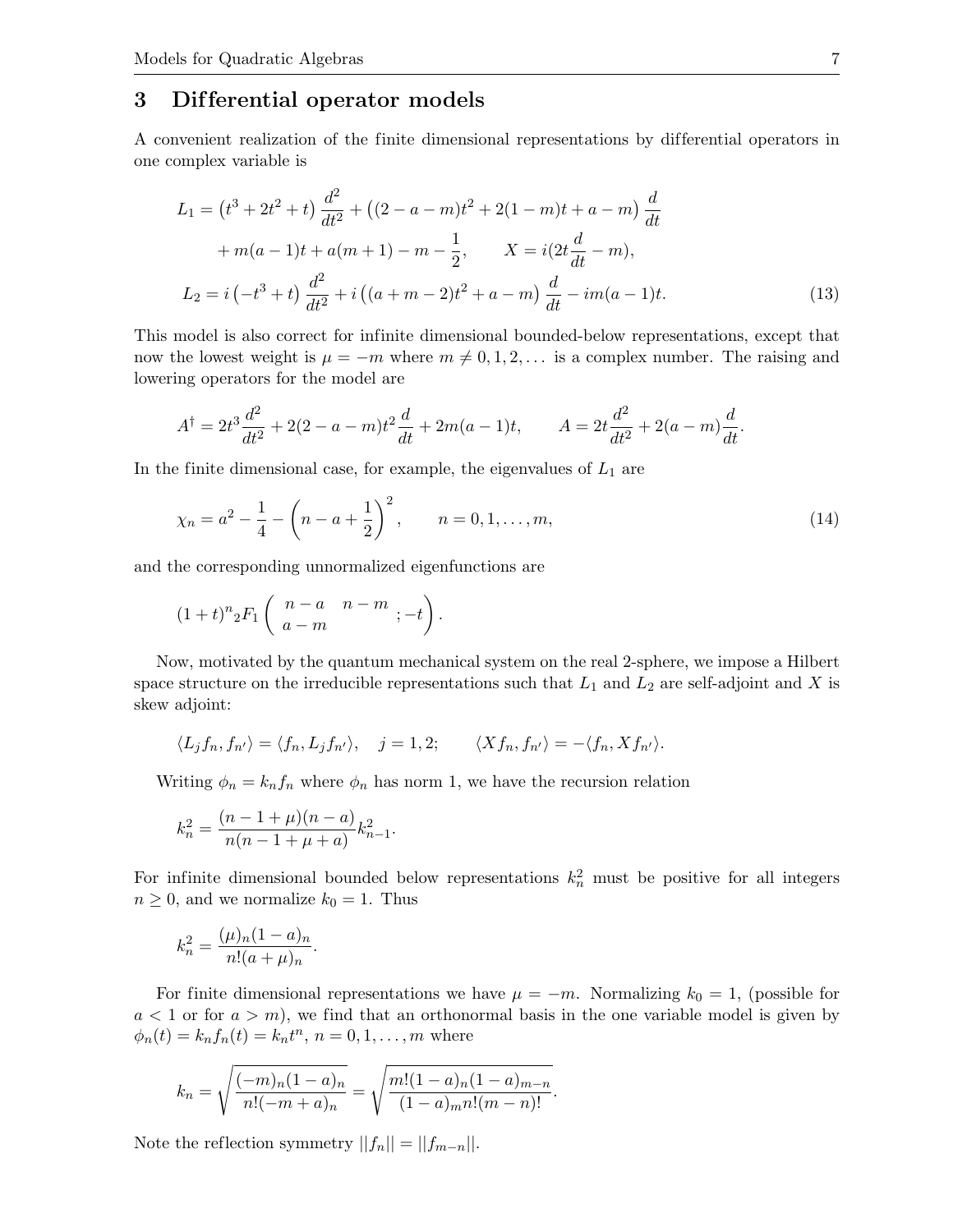## 3 Differential operator models

A convenient realization of the finite dimensional representations by differential operators in one complex variable is

$$
\begin{aligned}
L_1 &= \left(t^3 + 2t^2 + t\right)\frac{d^2}{dt^2} + \left((2-a-m)t^2 + 2(1-m)t + a - m\right)\frac{d}{dt} \\
&\quad + m(a-1)t + a(m+1) - m - \frac{1}{2}, \qquad X = i(2t\frac{d}{dt} - m), \\
L_2 &= i\left(-t^3 + t\right)\frac{d^2}{dt^2} + i\left((a+m-2)t^2 + a - m\right)\frac{d}{dt} - im(a-1)t. \qquad (13)
\end{aligned}
$$

This model is also correct for infinite dimensional bounded-below representations, except that now the lowest weight is $\mu = -m$ where $m \neq 0, 1, 2, \ldots$ is a complex number. The raising and lowering operators for the model are

$$
A^\dagger = 2t^3\frac{d^2}{dt^2} + 2(2-a-m)t^2\frac{d}{dt} + 2m(a-1)t, \qquad A = 2t\frac{d^2}{dt^2} + 2(a-m)\frac{d}{dt}.
$$

In the finite dimensional case, for example, the eigenvalues of $L_1$ are

$$
\chi_n = a^2 - \frac{1}{4} - \left(n - a + \frac{1}{2}\right)^2, \qquad n = 0, 1, \ldots, m, \qquad (14)
$$

and the corresponding unnormalized eigenfunctions are

$$
(1+t)^n {}_2F_1\left(\begin{array}{cc} n-a & n-m \\ a-m & \end{array}; -t\right).
$$

Now, motivated by the quantum mechanical system on the real 2-sphere, we impose a Hilbert space structure on the irreducible representations such that $L_1$ and $L_2$ are self-adjoint and $X$ is skew adjoint:

$$
\langle L_j f_n, f_{n'}\rangle = \langle f_n, L_j f_{n'}\rangle, \quad j = 1, 2; \qquad \langle X f_n, f_{n'}\rangle = -\langle f_n, X f_{n'}\rangle.
$$

Writing $\phi_n = k_n f_n$ where $\phi_n$ has norm 1, we have the recursion relation

$$
k_n^2 = \frac{(n-1+\mu)(n-a)}{n(n-1+\mu+a)}k_{n-1}^2.
$$

For infinite dimensional bounded below representations $k_n^2$ must be positive for all integers $n \geq 0$, and we normalize $k_0 = 1$. Thus

$$
k_n^2 = \frac{(\mu)_n(1-a)_n}{n!(a+\mu)_n}.
$$

For finite dimensional representations we have $\mu = -m$. Normalizing $k_0 = 1$, (possible for $a < 1$ or for $a > m$), we find that an orthonormal basis in the one variable model is given by $\phi_n(t) = k_n f_n(t) = k_n t^n$, $n = 0, 1, \ldots, m$ where

$$
k_n = \sqrt{\frac{(-m)_n(1-a)_n}{n!(-m+a)_n}} = \sqrt{\frac{m!(1-a)_n(1-a)_{m-n}}{(1-a)_m n!(m-n)!}}.
$$

Note the reflection symmetry $||f_n|| = ||f_{m-n}||$.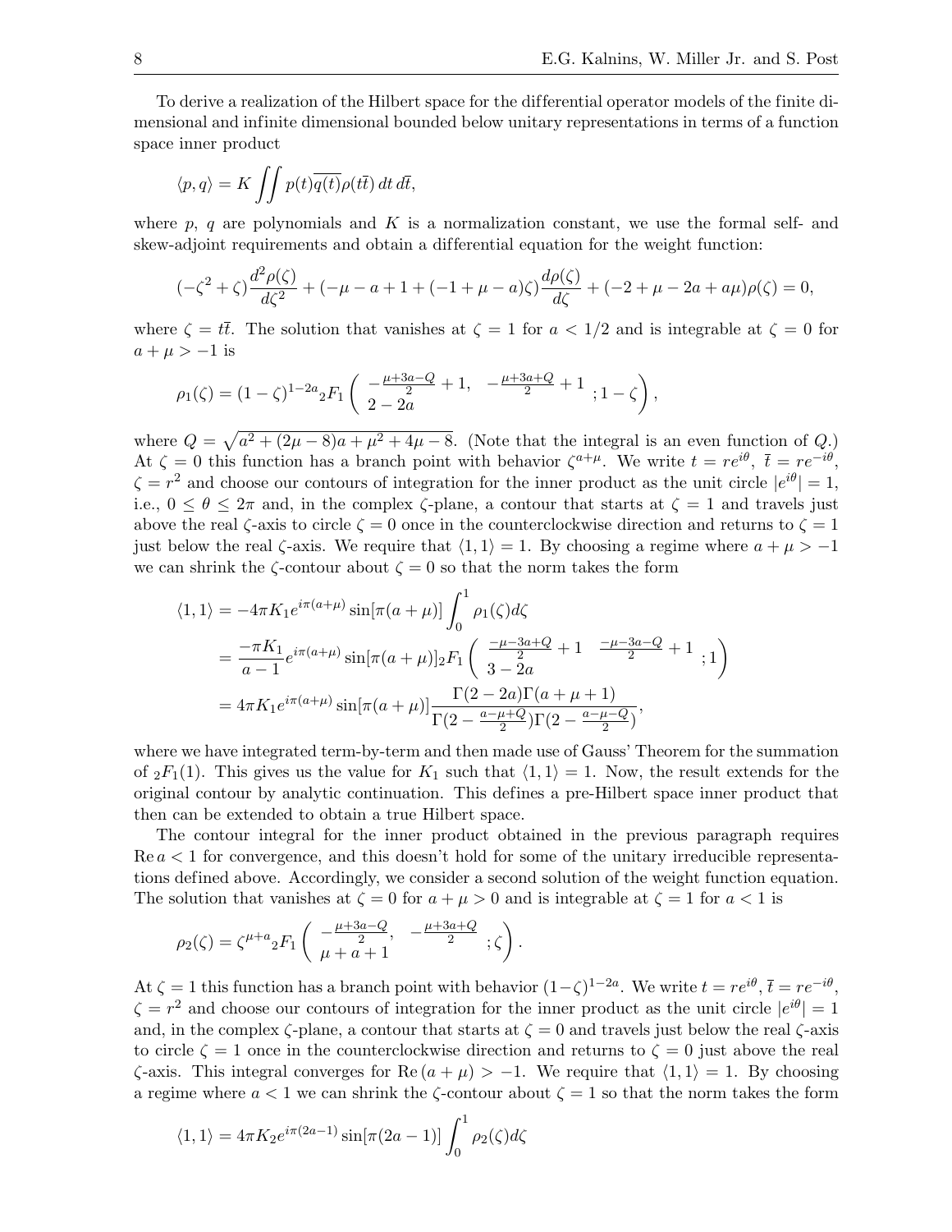To derive a realization of the Hilbert space for the differential operator models of the finite dimensional and infinite dimensional bounded below unitary representations in terms of a function space inner product

$$
\langle p, q\rangle = K \iint p(t)\overline{q(t)}\rho(t\bar{t})\, dt\, d\bar{t},
$$

where $p$, $q$ are polynomials and $K$ is a normalization constant, we use the formal self- and skew-adjoint requirements and obtain a differential equation for the weight function:

$$
(-\zeta^2+\zeta)\frac{d^2\rho(\zeta)}{d\zeta^2} + (-\mu - a + 1 + (-1+\mu-a)\zeta)\frac{d\rho(\zeta)}{d\zeta} + (-2+\mu-2a+a\mu)\rho(\zeta) = 0,
$$

where $\zeta = t\bar{t}$. The solution that vanishes at $\zeta = 1$ for $a < 1/2$ and is integrable at $\zeta = 0$ for $a + \mu > -1$ is

$$
\rho_1(\zeta) = (1-\zeta)^{1-2a}{}_2F_1\left(\begin{matrix} -\frac{\mu+3a-Q}{2}+1, & -\frac{\mu+3a+Q}{2}+1 \\ 2-2a & \end{matrix} ; 1-\zeta\right),
$$

where $Q = \sqrt{a^2 + (2\mu - 8)a + \mu^2 + 4\mu - 8}$. (Note that the integral is an even function of $Q$.) At $\zeta = 0$ this function has a branch point with behavior $\zeta^{a+\mu}$. We write $t = re^{i\theta}$, $\bar{t} = re^{-i\theta}$, $\zeta = r^2$ and choose our contours of integration for the inner product as the unit circle $|e^{i\theta}| = 1$, i.e., $0 \le \theta \le 2\pi$ and, in the complex $\zeta$-plane, a contour that starts at $\zeta = 1$ and travels just above the real $\zeta$-axis to circle $\zeta = 0$ once in the counterclockwise direction and returns to $\zeta = 1$ just below the real $\zeta$-axis. We require that $\langle 1, 1\rangle = 1$. By choosing a regime where $a + \mu > -1$ we can shrink the $\zeta$-contour about $\zeta = 0$ so that the norm takes the form

$$
\begin{aligned}
\langle 1, 1\rangle &= -4\pi K_1 e^{i\pi(a+\mu)}\sin[\pi(a+\mu)]\int_0^1 \rho_1(\zeta)d\zeta \\
&= \frac{-\pi K_1}{a-1}e^{i\pi(a+\mu)}\sin[\pi(a+\mu)]{}_2F_1\left(\begin{matrix} \frac{-\mu-3a+Q}{2}+1 & \frac{-\mu-3a-Q}{2}+1 \\ 3-2a & \end{matrix} ; 1\right) \\
&= 4\pi K_1 e^{i\pi(a+\mu)}\sin[\pi(a+\mu)]\frac{\Gamma(2-2a)\Gamma(a+\mu+1)}{\Gamma(2-\frac{a-\mu+Q}{2})\Gamma(2-\frac{a-\mu-Q}{2})},
\end{aligned}
$$

where we have integrated term-by-term and then made use of Gauss' Theorem for the summation of ${}_2F_1(1)$. This gives us the value for $K_1$ such that $\langle 1, 1\rangle = 1$. Now, the result extends for the original contour by analytic continuation. This defines a pre-Hilbert space inner product that then can be extended to obtain a true Hilbert space.

The contour integral for the inner product obtained in the previous paragraph requires $\operatorname{Re} a < 1$ for convergence, and this doesn't hold for some of the unitary irreducible representations defined above. Accordingly, we consider a second solution of the weight function equation. The solution that vanishes at $\zeta = 0$ for $a + \mu > 0$ and is integrable at $\zeta = 1$ for $a < 1$ is

$$
\rho_2(\zeta) = \zeta^{\mu+a}{}_2F_1\left(\begin{matrix} -\frac{\mu+3a-Q}{2}, & -\frac{\mu+3a+Q}{2} \\ \mu+a+1 & \end{matrix} ; \zeta\right).
$$

At $\zeta = 1$ this function has a branch point with behavior $(1-\zeta)^{1-2a}$. We write $t = re^{i\theta}$, $\bar{t} = re^{-i\theta}$, $\zeta = r^2$ and choose our contours of integration for the inner product as the unit circle $|e^{i\theta}| = 1$ and, in the complex $\zeta$-plane, a contour that starts at $\zeta = 0$ and travels just below the real $\zeta$-axis to circle $\zeta = 1$ once in the counterclockwise direction and returns to $\zeta = 0$ just above the real $\zeta$-axis. This integral converges for $\operatorname{Re}(a + \mu) > -1$. We require that $\langle 1, 1\rangle = 1$. By choosing a regime where $a < 1$ we can shrink the $\zeta$-contour about $\zeta = 1$ so that the norm takes the form

$$
\langle 1, 1\rangle = 4\pi K_2 e^{i\pi(2a-1)}\sin[\pi(2a-1)]\int_0^1 \rho_2(\zeta)d\zeta
$$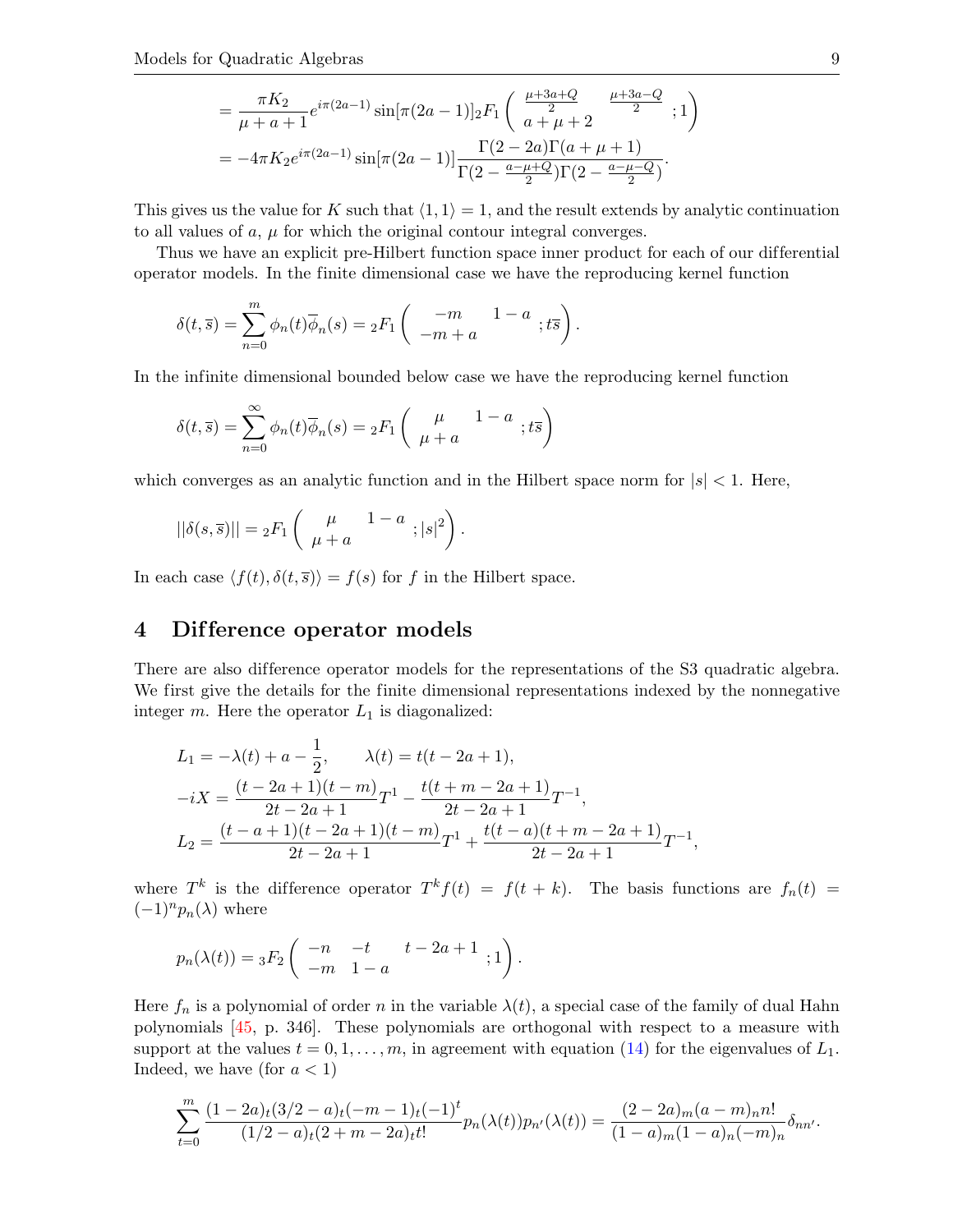$$= \frac{\pi K_2}{\mu+a+1} e^{i\pi(2a-1)} \sin[\pi(2a-1)] {}_2F_1\left( \begin{matrix} \frac{\mu+3a+Q}{2} & \frac{\mu+3a-Q}{2} \\ a+\mu+2 & \end{matrix} ; 1 \right)$$
$$= -4\pi K_2 e^{i\pi(2a-1)} \sin[\pi(2a-1)] \frac{\Gamma(2-2a)\Gamma(a+\mu+1)}{\Gamma(2-\frac{a-\mu+Q}{2})\Gamma(2-\frac{a-\mu-Q}{2})}.$$

This gives us the value for $K$ such that $\langle 1, 1\rangle = 1$, and the result extends by analytic continuation to all values of $a$, $\mu$ for which the original contour integral converges.

Thus we have an explicit pre-Hilbert function space inner product for each of our differential operator models. In the finite dimensional case we have the reproducing kernel function

$$\delta(t, \overline{s}) = \sum_{n=0}^{m} \phi_n(t)\overline{\phi}_n(s) = {}_2F_1\left( \begin{matrix} -m & 1-a \\ -m+a & \end{matrix} ; t\overline{s} \right).$$

In the infinite dimensional bounded below case we have the reproducing kernel function

$$\delta(t, \overline{s}) = \sum_{n=0}^{\infty} \phi_n(t)\overline{\phi}_n(s) = {}_2F_1\left( \begin{matrix} \mu & 1-a \\ \mu+a & \end{matrix} ; t\overline{s} \right)$$

which converges as an analytic function and in the Hilbert space norm for $|s| < 1$. Here,

$$||\delta(s, \overline{s})|| = {}_2F_1\left( \begin{matrix} \mu & 1-a \\ \mu+a & \end{matrix} ; |s|^2 \right).$$

In each case $\langle f(t), \delta(t, \overline{s})\rangle = f(s)$ for $f$ in the Hilbert space.

## 4 Difference operator models

There are also difference operator models for the representations of the S3 quadratic algebra. We first give the details for the finite dimensional representations indexed by the nonnegative integer $m$. Here the operator $L_1$ is diagonalized:

$$L_1 = -\lambda(t) + a - \frac{1}{2}, \qquad \lambda(t) = t(t-2a+1),$$
$$-iX = \frac{(t-2a+1)(t-m)}{2t-2a+1}T^1 - \frac{t(t+m-2a+1)}{2t-2a+1}T^{-1},$$
$$L_2 = \frac{(t-a+1)(t-2a+1)(t-m)}{2t-2a+1}T^1 + \frac{t(t-a)(t+m-2a+1)}{2t-2a+1}T^{-1},$$

where $T^k$ is the difference operator $T^k f(t) = f(t+k)$. The basis functions are $f_n(t) = (-1)^n p_n(\lambda)$ where

$$p_n(\lambda(t)) = {}_3F_2\left( \begin{matrix} -n & -t & t-2a+1 \\ -m & 1-a & \end{matrix} ; 1 \right).$$

Here $f_n$ is a polynomial of order $n$ in the variable $\lambda(t)$, a special case of the family of dual Hahn polynomials [45, p. 346]. These polynomials are orthogonal with respect to a measure with support at the values $t = 0, 1, \ldots, m$, in agreement with equation (14) for the eigenvalues of $L_1$. Indeed, we have (for $a < 1$)

$$\sum_{t=0}^{m} \frac{(1-2a)_t(3/2-a)_t(-m-1)_t(-1)^t}{(1/2-a)_t(2+m-2a)_t t!} p_n(\lambda(t))p_{n'}(\lambda(t)) = \frac{(2-2a)_m(a-m)_n n!}{(1-a)_m(1-a)_n(-m)_n}\delta_{nn'}.$$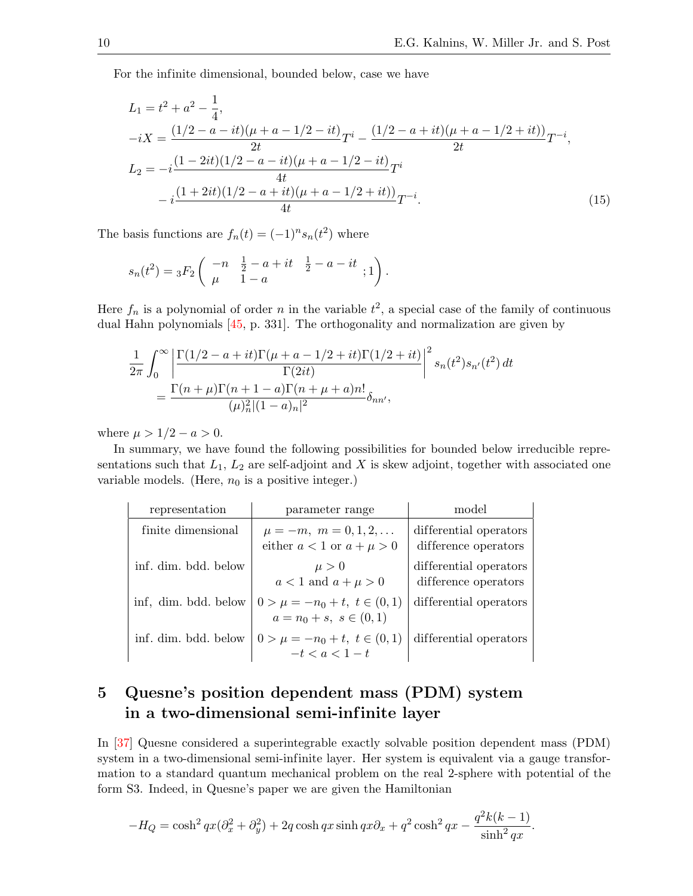For the infinite dimensional, bounded below, case we have

$$
\begin{aligned}
L_1 &= t^2 + a^2 - \frac{1}{4}, \\
-iX &= \frac{(1/2-a-it)(\mu+a-1/2-it)}{2t}T^i - \frac{(1/2-a+it)(\mu+a-1/2+it))}{2t}T^{-i}, \\
L_2 &= -i\frac{(1-2it)(1/2-a-it)(\mu+a-1/2-it)}{4t}T^i \\
&\quad - i\frac{(1+2it)(1/2-a+it)(\mu+a-1/2+it))}{4t}T^{-i}.
\end{aligned} \tag{15}
$$

The basis functions are $f_n(t) = (-1)^n s_n(t^2)$ where

$$
s_n(t^2) = {}_3F_2\left( \begin{matrix} -n & \frac{1}{2}-a+it & \frac{1}{2}-a-it \\ \mu & 1-a & \end{matrix} ;1 \right).
$$

Here $f_n$ is a polynomial of order $n$ in the variable $t^2$, a special case of the family of continuous dual Hahn polynomials [45, p. 331]. The orthogonality and normalization are given by

$$
\begin{aligned}
&\frac{1}{2\pi}\int_0^\infty \left| \frac{\Gamma(1/2-a+it)\Gamma(\mu+a-1/2+it)\Gamma(1/2+it)}{\Gamma(2it)} \right|^2 s_n(t^2)s_{n'}(t^2)\,dt \\
&\quad = \frac{\Gamma(n+\mu)\Gamma(n+1-a)\Gamma(n+\mu+a)n!}{(\mu)_n^2|(1-a)_n|^2}\delta_{nn'},
\end{aligned}
$$

where $\mu > 1/2 - a > 0$.

In summary, we have found the following possibilities for bounded below irreducible representations such that $L_1$, $L_2$ are self-adjoint and $X$ is skew adjoint, together with associated one variable models. (Here, $n_0$ is a positive integer.)

| representation | parameter range | model |
|---|---|---|
| finite dimensional | $\mu = -m,\ m = 0, 1, 2, \dots$ <br> either $a < 1$ or $a + \mu > 0$ | differential operators <br> difference operators |
| inf. dim. bdd. below | $\mu > 0$ <br> $a < 1$ and $a + \mu > 0$ | differential operators <br> difference operators |
| inf, dim. bdd. below | $0 > \mu = -n_0 + t,\ t \in (0, 1)$ <br> $a = n_0 + s,\ s \in (0, 1)$ | differential operators |
| inf. dim. bdd. below | $0 > \mu = -n_0 + t,\ t \in (0, 1)$ <br> $-t < a < 1 - t$ | differential operators |

## 5 Quesne's position dependent mass (PDM) system in a two-dimensional semi-infinite layer

In [37] Quesne considered a superintegrable exactly solvable position dependent mass (PDM) system in a two-dimensional semi-infinite layer. Her system is equivalent via a gauge transformation to a standard quantum mechanical problem on the real 2-sphere with potential of the form S3. Indeed, in Quesne's paper we are given the Hamiltonian

$$
-H_Q = \cosh^2 qx(\partial_x^2 + \partial_y^2) + 2q\cosh qx \sinh qx\partial_x + q^2\cosh^2 qx - \frac{q^2 k(k-1)}{\sinh^2 qx}.
$$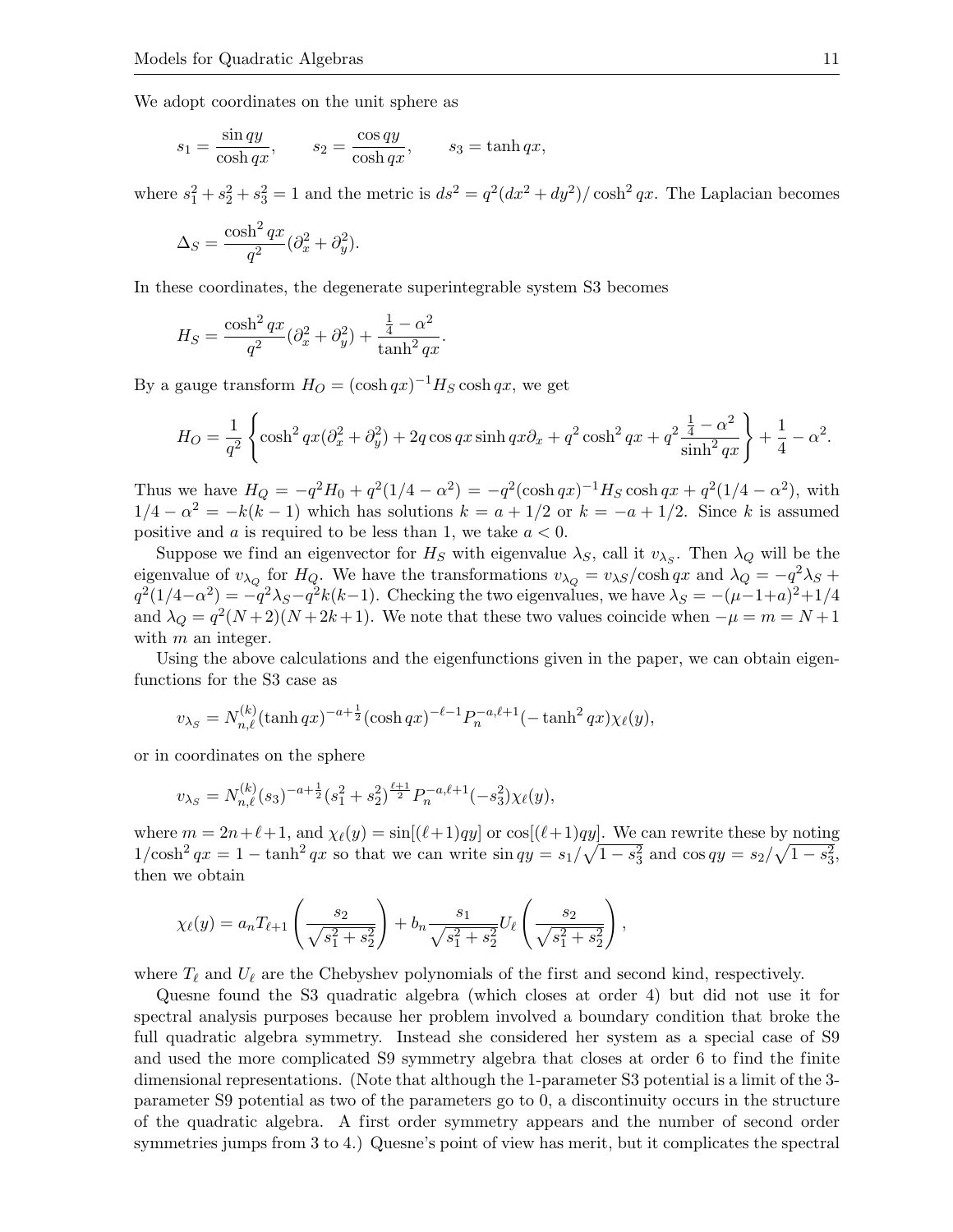We adopt coordinates on the unit sphere as

$$s_1 = \frac{\sin qy}{\cosh qx}, \qquad s_2 = \frac{\cos qy}{\cosh qx}, \qquad s_3 = \tanh qx,$$

where $s_1^2 + s_2^2 + s_3^2 = 1$ and the metric is $ds^2 = q^2(dx^2 + dy^2)/\cosh^2 qx$. The Laplacian becomes

$$\Delta_S = \frac{\cosh^2 qx}{q^2}(\partial_x^2 + \partial_y^2).$$

In these coordinates, the degenerate superintegrable system S3 becomes

$$H_S = \frac{\cosh^2 qx}{q^2}(\partial_x^2 + \partial_y^2) + \frac{\frac{1}{4} - \alpha^2}{\tanh^2 qx}.$$

By a gauge transform $H_O = (\cosh qx)^{-1} H_S \cosh qx$, we get

$$H_O = \frac{1}{q^2}\left\{\cosh^2 qx(\partial_x^2 + \partial_y^2) + 2q\cos qx \sinh qx \partial_x + q^2 \cosh^2 qx + q^2 \frac{\frac{1}{4} - \alpha^2}{\sinh^2 qx}\right\} + \frac{1}{4} - \alpha^2.$$

Thus we have $H_Q = -q^2 H_0 + q^2(1/4 - \alpha^2) = -q^2(\cosh qx)^{-1} H_S \cosh qx + q^2(1/4 - \alpha^2)$, with $1/4 - \alpha^2 = -k(k-1)$ which has solutions $k = a + 1/2$ or $k = -a + 1/2$. Since $k$ is assumed positive and $a$ is required to be less than 1, we take $a < 0$.

Suppose we find an eigenvector for $H_S$ with eigenvalue $\lambda_S$, call it $v_{\lambda_S}$. Then $\lambda_Q$ will be the eigenvalue of $v_{\lambda_Q}$ for $H_Q$. We have the transformations $v_{\lambda_Q} = v_{\lambda S}/\cosh qx$ and $\lambda_Q = -q^2\lambda_S + q^2(1/4 - \alpha^2) = -q^2\lambda_S - q^2 k(k-1)$. Checking the two eigenvalues, we have $\lambda_S = -(\mu - 1 + a)^2 + 1/4$ and $\lambda_Q = q^2(N+2)(N+2k+1)$. We note that these two values coincide when $-\mu = m = N+1$ with $m$ an integer.

Using the above calculations and the eigenfunctions given in the paper, we can obtain eigenfunctions for the S3 case as

$$v_{\lambda_S} = N_{n,\ell}^{(k)} (\tanh qx)^{-a+\frac{1}{2}} (\cosh qx)^{-\ell-1} P_n^{-a,\ell+1}(-\tanh^2 qx)\chi_\ell(y),$$

or in coordinates on the sphere

$$v_{\lambda_S} = N_{n,\ell}^{(k)} (s_3)^{-a+\frac{1}{2}} (s_1^2 + s_2^2)^{\frac{\ell+1}{2}} P_n^{-a,\ell+1}(-s_3^2)\chi_\ell(y),$$

where $m = 2n + \ell + 1$, and $\chi_\ell(y) = \sin[(\ell+1)qy]$ or $\cos[(\ell+1)qy]$. We can rewrite these by noting $1/\cosh^2 qx = 1 - \tanh^2 qx$ so that we can write $\sin qy = s_1/\sqrt{1 - s_3^2}$ and $\cos qy = s_2/\sqrt{1 - s_3^2}$, then we obtain

$$\chi_\ell(y) = a_n T_{\ell+1}\left(\frac{s_2}{\sqrt{s_1^2 + s_2^2}}\right) + b_n \frac{s_1}{\sqrt{s_1^2 + s_2^2}} U_\ell\left(\frac{s_2}{\sqrt{s_1^2 + s_2^2}}\right),$$

where $T_\ell$ and $U_\ell$ are the Chebyshev polynomials of the first and second kind, respectively.

Quesne found the S3 quadratic algebra (which closes at order 4) but did not use it for spectral analysis purposes because her problem involved a boundary condition that broke the full quadratic algebra symmetry. Instead she considered her system as a special case of S9 and used the more complicated S9 symmetry algebra that closes at order 6 to find the finite dimensional representations. (Note that although the 1-parameter S3 potential is a limit of the 3-parameter S9 potential as two of the parameters go to 0, a discontinuity occurs in the structure of the quadratic algebra. A first order symmetry appears and the number of second order symmetries jumps from 3 to 4.) Quesne's point of view has merit, but it complicates the spectral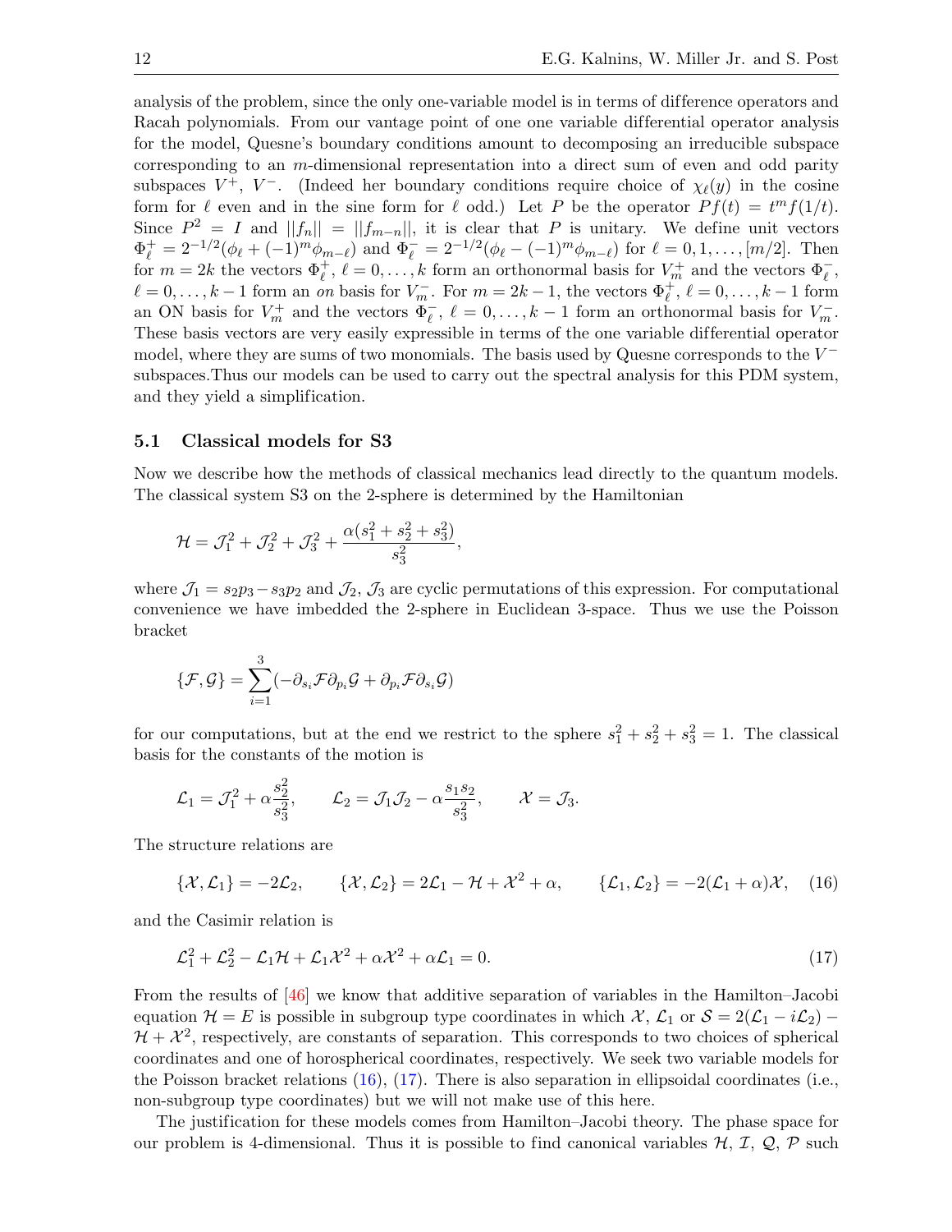analysis of the problem, since the only one-variable model is in terms of difference operators and Racah polynomials. From our vantage point of one one variable differential operator analysis for the model, Quesne's boundary conditions amount to decomposing an irreducible subspace corresponding to an $m$-dimensional representation into a direct sum of even and odd parity subspaces $V^+$, $V^-$. (Indeed her boundary conditions require choice of $\chi_\ell(y)$ in the cosine form for $\ell$ even and in the sine form for $\ell$ odd.) Let $P$ be the operator $Pf(t) = t^m f(1/t)$. Since $P^2 = I$ and $||f_n|| = ||f_{m-n}||$, it is clear that $P$ is unitary. We define unit vectors $\Phi^+_\ell = 2^{-1/2}(\phi_\ell + (-1)^m \phi_{m-\ell})$ and $\Phi^-_\ell = 2^{-1/2}(\phi_\ell - (-1)^m \phi_{m-\ell})$ for $\ell = 0, 1, \dots, [m/2]$. Then for $m = 2k$ the vectors $\Phi^+_\ell$, $\ell = 0, \dots, k$ form an orthonormal basis for $V^+_m$ and the vectors $\Phi^-_\ell$, $\ell = 0, \dots, k-1$ form an *on* basis for $V^-_m$. For $m = 2k-1$, the vectors $\Phi^+_\ell$, $\ell = 0, \dots, k-1$ form an ON basis for $V^+_m$ and the vectors $\Phi^-_\ell$, $\ell = 0, \dots, k-1$ form an orthonormal basis for $V^-_m$. These basis vectors are very easily expressible in terms of the one variable differential operator model, where they are sums of two monomials. The basis used by Quesne corresponds to the $V^-$ subspaces.Thus our models can be used to carry out the spectral analysis for this PDM system, and they yield a simplification.

### 5.1 Classical models for S3

Now we describe how the methods of classical mechanics lead directly to the quantum models. The classical system S3 on the 2-sphere is determined by the Hamiltonian

$$\mathcal{H} = \mathcal{J}_1^2 + \mathcal{J}_2^2 + \mathcal{J}_3^2 + \frac{\alpha(s_1^2 + s_2^2 + s_3^2)}{s_3^2},$$

where $\mathcal{J}_1 = s_2 p_3 - s_3 p_2$ and $\mathcal{J}_2$, $\mathcal{J}_3$ are cyclic permutations of this expression. For computational convenience we have imbedded the 2-sphere in Euclidean 3-space. Thus we use the Poisson bracket

$$\{\mathcal{F}, \mathcal{G}\} = \sum_{i=1}^{3} (-\partial_{s_i}\mathcal{F}\partial_{p_i}\mathcal{G} + \partial_{p_i}\mathcal{F}\partial_{s_i}\mathcal{G})$$

for our computations, but at the end we restrict to the sphere $s_1^2 + s_2^2 + s_3^2 = 1$. The classical basis for the constants of the motion is

$$\mathcal{L}_1 = \mathcal{J}_1^2 + \alpha\frac{s_2^2}{s_3^2}, \qquad \mathcal{L}_2 = \mathcal{J}_1\mathcal{J}_2 - \alpha\frac{s_1 s_2}{s_3^2}, \qquad \mathcal{X} = \mathcal{J}_3.$$

The structure relations are

$$\{\mathcal{X}, \mathcal{L}_1\} = -2\mathcal{L}_2, \qquad \{\mathcal{X}, \mathcal{L}_2\} = 2\mathcal{L}_1 - \mathcal{H} + \mathcal{X}^2 + \alpha, \qquad \{\mathcal{L}_1, \mathcal{L}_2\} = -2(\mathcal{L}_1 + \alpha)\mathcal{X}, \tag{16}$$

and the Casimir relation is

$$\mathcal{L}_1^2 + \mathcal{L}_2^2 - \mathcal{L}_1\mathcal{H} + \mathcal{L}_1\mathcal{X}^2 + \alpha\mathcal{X}^2 + \alpha\mathcal{L}_1 = 0. \tag{17}$$

From the results of [46] we know that additive separation of variables in the Hamilton–Jacobi equation $\mathcal{H} = E$ is possible in subgroup type coordinates in which $\mathcal{X}$, $\mathcal{L}_1$ or $\mathcal{S} = 2(\mathcal{L}_1 - i\mathcal{L}_2) - \mathcal{H} + \mathcal{X}^2$, respectively, are constants of separation. This corresponds to two choices of spherical coordinates and one of horospherical coordinates, respectively. We seek two variable models for the Poisson bracket relations (16), (17). There is also separation in ellipsoidal coordinates (i.e., non-subgroup type coordinates) but we will not make use of this here.

The justification for these models comes from Hamilton–Jacobi theory. The phase space for our problem is 4-dimensional. Thus it is possible to find canonical variables $\mathcal{H}$, $\mathcal{I}$, $\mathcal{Q}$, $\mathcal{P}$ such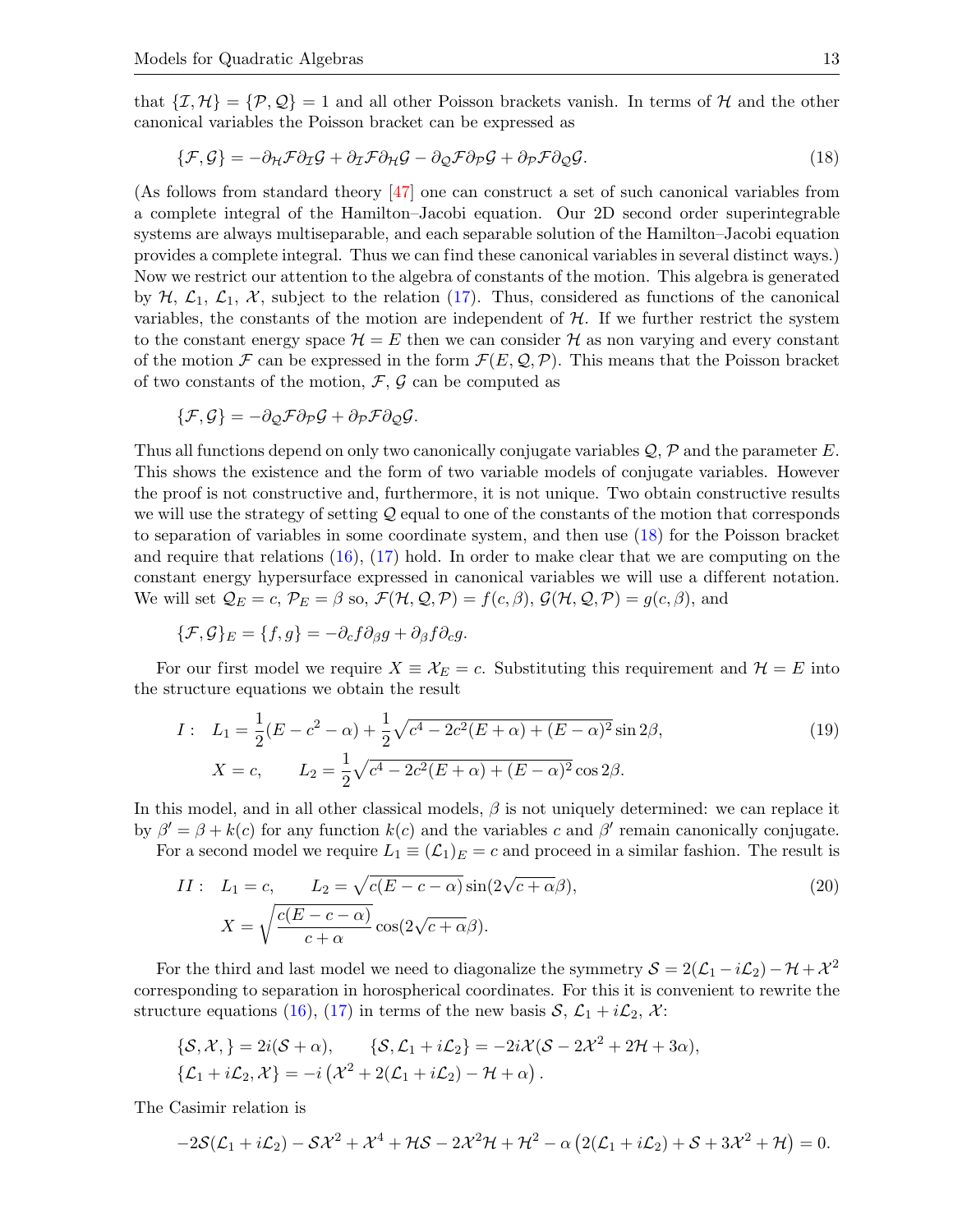that $\{\mathcal{I},\mathcal{H}\} = \{\mathcal{P},\mathcal{Q}\} = 1$ and all other Poisson brackets vanish. In terms of $\mathcal{H}$ and the other canonical variables the Poisson bracket can be expressed as

$$\{\mathcal{F},\mathcal{G}\} = -\partial_{\mathcal{H}}\mathcal{F}\partial_{\mathcal{I}}\mathcal{G} + \partial_{\mathcal{I}}\mathcal{F}\partial_{\mathcal{H}}\mathcal{G} - \partial_{\mathcal{Q}}\mathcal{F}\partial_{\mathcal{P}}\mathcal{G} + \partial_{\mathcal{P}}\mathcal{F}\partial_{\mathcal{Q}}\mathcal{G}. \tag{18}$$

(As follows from standard theory [47] one can construct a set of such canonical variables from a complete integral of the Hamilton–Jacobi equation. Our 2D second order superintegrable systems are always multiseparable, and each separable solution of the Hamilton–Jacobi equation provides a complete integral. Thus we can find these canonical variables in several distinct ways.) Now we restrict our attention to the algebra of constants of the motion. This algebra is generated by $\mathcal{H}$, $\mathcal{L}_1$, $\mathcal{L}_1$, $\mathcal{X}$, subject to the relation (17). Thus, considered as functions of the canonical variables, the constants of the motion are independent of $\mathcal{H}$. If we further restrict the system to the constant energy space $\mathcal{H} = E$ then we can consider $\mathcal{H}$ as non varying and every constant of the motion $\mathcal{F}$ can be expressed in the form $\mathcal{F}(E,\mathcal{Q},\mathcal{P})$. This means that the Poisson bracket of two constants of the motion, $\mathcal{F}$, $\mathcal{G}$ can be computed as

$$\{\mathcal{F},\mathcal{G}\} = -\partial_{\mathcal{Q}}\mathcal{F}\partial_{\mathcal{P}}\mathcal{G} + \partial_{\mathcal{P}}\mathcal{F}\partial_{\mathcal{Q}}\mathcal{G}.$$

Thus all functions depend on only two canonically conjugate variables $\mathcal{Q}$, $\mathcal{P}$ and the parameter $E$. This shows the existence and the form of two variable models of conjugate variables. However the proof is not constructive and, furthermore, it is not unique. Two obtain constructive results we will use the strategy of setting $\mathcal{Q}$ equal to one of the constants of the motion that corresponds to separation of variables in some coordinate system, and then use (18) for the Poisson bracket and require that relations (16), (17) hold. In order to make clear that we are computing on the constant energy hypersurface expressed in canonical variables we will use a different notation. We will set $\mathcal{Q}_E = c$, $\mathcal{P}_E = \beta$ so, $\mathcal{F}(\mathcal{H},\mathcal{Q},\mathcal{P}) = f(c,\beta)$, $\mathcal{G}(\mathcal{H},\mathcal{Q},\mathcal{P}) = g(c,\beta)$, and

$$\{\mathcal{F},\mathcal{G}\}_E = \{f,g\} = -\partial_c f\partial_\beta g + \partial_\beta f\partial_c g.$$

For our first model we require $X \equiv \mathcal{X}_E = c$. Substituting this requirement and $\mathcal{H} = E$ into the structure equations we obtain the result

$$\begin{aligned} I:\quad & L_1 = \frac{1}{2}(E - c^2 - \alpha) + \frac{1}{2}\sqrt{c^4 - 2c^2(E+\alpha) + (E-\alpha)^2}\sin 2\beta, \\ & X = c, \qquad L_2 = \frac{1}{2}\sqrt{c^4 - 2c^2(E+\alpha) + (E-\alpha)^2}\cos 2\beta. \end{aligned} \tag{19}$$

In this model, and in all other classical models, $\beta$ is not uniquely determined: we can replace it by $\beta' = \beta + k(c)$ for any function $k(c)$ and the variables $c$ and $\beta'$ remain canonically conjugate.

For a second model we require $L_1 \equiv (\mathcal{L}_1)_E = c$ and proceed in a similar fashion. The result is

$$\begin{aligned} II:\quad & L_1 = c, \qquad L_2 = \sqrt{c(E-c-\alpha)}\sin(2\sqrt{c+\alpha}\beta), \\ & X = \sqrt{\frac{c(E-c-\alpha)}{c+\alpha}}\cos(2\sqrt{c+\alpha}\beta). \end{aligned} \tag{20}$$

For the third and last model we need to diagonalize the symmetry $\mathcal{S} = 2(\mathcal{L}_1 - i\mathcal{L}_2) - \mathcal{H} + \mathcal{X}^2$ corresponding to separation in horospherical coordinates. For this it is convenient to rewrite the structure equations (16), (17) in terms of the new basis $\mathcal{S}$, $\mathcal{L}_1 + i\mathcal{L}_2$, $\mathcal{X}$:

$$\begin{aligned} & \{\mathcal{S},\mathcal{X},\} = 2i(\mathcal{S}+\alpha), \qquad \{\mathcal{S},\mathcal{L}_1 + i\mathcal{L}_2\} = -2i\mathcal{X}(\mathcal{S} - 2\mathcal{X}^2 + 2\mathcal{H} + 3\alpha), \\ & \{\mathcal{L}_1 + i\mathcal{L}_2,\mathcal{X}\} = -i\left(\mathcal{X}^2 + 2(\mathcal{L}_1 + i\mathcal{L}_2) - \mathcal{H} + \alpha\right). \end{aligned}$$

The Casimir relation is

$$-2\mathcal{S}(\mathcal{L}_1 + i\mathcal{L}_2) - \mathcal{S}\mathcal{X}^2 + \mathcal{X}^4 + \mathcal{H}\mathcal{S} - 2\mathcal{X}^2\mathcal{H} + \mathcal{H}^2 - \alpha\left(2(\mathcal{L}_1 + i\mathcal{L}_2) + \mathcal{S} + 3\mathcal{X}^2 + \mathcal{H}\right) = 0.$$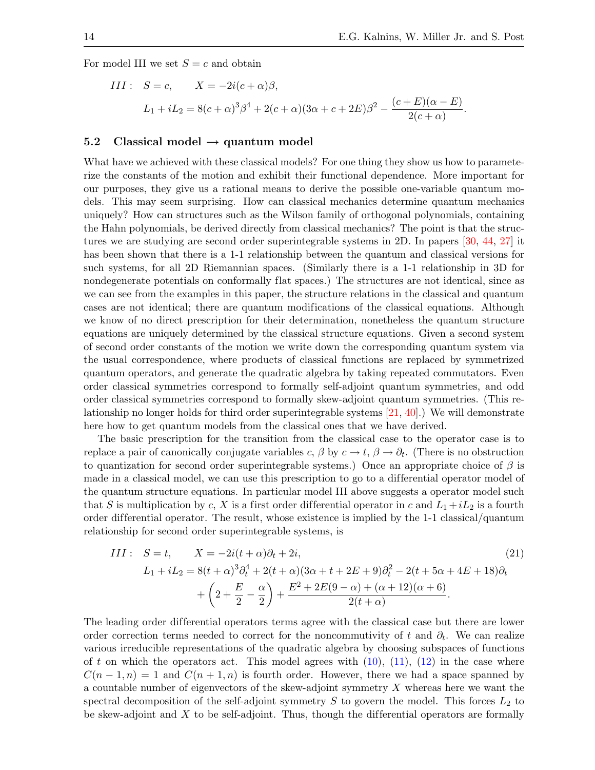For model III we set $S = c$ and obtain

$$III: \quad S = c, \qquad X = -2i(c+\alpha)\beta,$$
$$L_1 + iL_2 = 8(c+\alpha)^3\beta^4 + 2(c+\alpha)(3\alpha + c + 2E)\beta^2 - \frac{(c+E)(\alpha - E)}{2(c+\alpha)}.$$

### 5.2 Classical model → quantum model

What have we achieved with these classical models? For one thing they show us how to parameterize the constants of the motion and exhibit their functional dependence. More important for our purposes, they give us a rational means to derive the possible one-variable quantum models. This may seem surprising. How can classical mechanics determine quantum mechanics uniquely? How can structures such as the Wilson family of orthogonal polynomials, containing the Hahn polynomials, be derived directly from classical mechanics? The point is that the structures we are studying are second order superintegrable systems in 2D. In papers [30, 44, 27] it has been shown that there is a 1-1 relationship between the quantum and classical versions for such systems, for all 2D Riemannian spaces. (Similarly there is a 1-1 relationship in 3D for nondegenerate potentials on conformally flat spaces.) The structures are not identical, since as we can see from the examples in this paper, the structure relations in the classical and quantum cases are not identical; there are quantum modifications of the classical equations. Although we know of no direct prescription for their determination, nonetheless the quantum structure equations are uniquely determined by the classical structure equations. Given a second system of second order constants of the motion we write down the corresponding quantum system via the usual correspondence, where products of classical functions are replaced by symmetrized quantum operators, and generate the quadratic algebra by taking repeated commutators. Even order classical symmetries correspond to formally self-adjoint quantum symmetries, and odd order classical symmetries correspond to formally skew-adjoint quantum symmetries. (This relationship no longer holds for third order superintegrable systems [21, 40].) We will demonstrate here how to get quantum models from the classical ones that we have derived.

The basic prescription for the transition from the classical case to the operator case is to replace a pair of canonically conjugate variables $c$, $\beta$ by $c \to t$, $\beta \to \partial_t$. (There is no obstruction to quantization for second order superintegrable systems.) Once an appropriate choice of $\beta$ is made in a classical model, we can use this prescription to go to a differential operator model of the quantum structure equations. In particular model III above suggests a operator model such that $S$ is multiplication by $c$, $X$ is a first order differential operator in $c$ and $L_1 + iL_2$ is a fourth order differential operator. The result, whose existence is implied by the 1-1 classical/quantum relationship for second order superintegrable systems, is

$$III: \quad S = t, \qquad X = -2i(t+\alpha)\partial_t + 2i, \tag{21}$$
$$L_1 + iL_2 = 8(t+\alpha)^3\partial_t^4 + 2(t+\alpha)(3\alpha + t + 2E + 9)\partial_t^2 - 2(t + 5\alpha + 4E + 18)\partial_t$$
$$+ \left(2 + \frac{E}{2} - \frac{\alpha}{2}\right) + \frac{E^2 + 2E(9-\alpha) + (\alpha+12)(\alpha+6)}{2(t+\alpha)}.$$

The leading order differential operators terms agree with the classical case but there are lower order correction terms needed to correct for the noncommutivity of $t$ and $\partial_t$. We can realize various irreducible representations of the quadratic algebra by choosing subspaces of functions of $t$ on which the operators act. This model agrees with (10), (11), (12) in the case where $C(n-1, n) = 1$ and $C(n+1, n)$ is fourth order. However, there we had a space spanned by a countable number of eigenvectors of the skew-adjoint symmetry $X$ whereas here we want the spectral decomposition of the self-adjoint symmetry $S$ to govern the model. This forces $L_2$ to be skew-adjoint and $X$ to be self-adjoint. Thus, though the differential operators are formally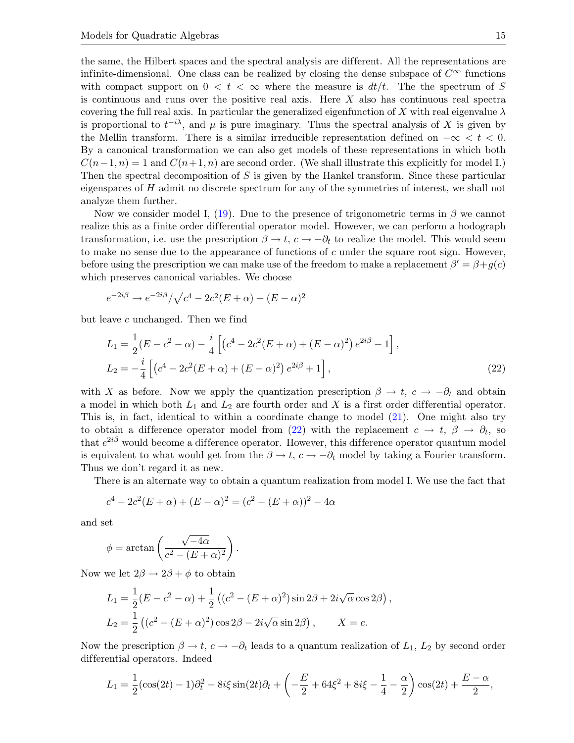the same, the Hilbert spaces and the spectral analysis are different. All the representations are infinite-dimensional. One class can be realized by closing the dense subspace of $C^\infty$ functions with compact support on $0 < t < \infty$ where the measure is $dt/t$. The the spectrum of $S$ is continuous and runs over the positive real axis. Here $X$ also has continuous real spectra covering the full real axis. In particular the generalized eigenfunction of $X$ with real eigenvalue $\lambda$ is proportional to $t^{-i\lambda}$, and $\mu$ is pure imaginary. Thus the spectral analysis of $X$ is given by the Mellin transform. There is a similar irreducible representation defined on $-\infty < t < 0$. By a canonical transformation we can also get models of these representations in which both $C(n-1,n) = 1$ and $C(n+1,n)$ are second order. (We shall illustrate this explicitly for model I.) Then the spectral decomposition of $S$ is given by the Hankel transform. Since these particular eigenspaces of $H$ admit no discrete spectrum for any of the symmetries of interest, we shall not analyze them further.

Now we consider model I, (19). Due to the presence of trigonometric terms in $\beta$ we cannot realize this as a finite order differential operator model. However, we can perform a hodograph transformation, i.e. use the prescription $\beta \to t$, $c \to -\partial_t$ to realize the model. This would seem to make no sense due to the appearance of functions of $c$ under the square root sign. However, before using the prescription we can make use of the freedom to make a replacement $\beta' = \beta + g(c)$ which preserves canonical variables. We choose

$$e^{-2i\beta} \to e^{-2i\beta}/\sqrt{c^4 - 2c^2(E+\alpha) + (E-\alpha)^2}$$

but leave $c$ unchanged. Then we find

$$L_1 = \frac{1}{2}(E - c^2 - \alpha) - \frac{i}{4}\left[\left(c^4 - 2c^2(E+\alpha) + (E-\alpha)^2\right)e^{2i\beta} - 1\right],$$
$$L_2 = -\frac{i}{4}\left[\left(c^4 - 2c^2(E+\alpha) + (E-\alpha)^2\right)e^{2i\beta} + 1\right], \tag{22}$$

with $X$ as before. Now we apply the quantization prescription $\beta \to t$, $c \to -\partial_t$ and obtain a model in which both $L_1$ and $L_2$ are fourth order and $X$ is a first order differential operator. This is, in fact, identical to within a coordinate change to model (21). One might also try to obtain a difference operator model from (22) with the replacement $c \to t$, $\beta \to \partial_t$, so that $e^{2i\beta}$ would become a difference operator. However, this difference operator quantum model is equivalent to what would get from the $\beta \to t$, $c \to -\partial_t$ model by taking a Fourier transform. Thus we don't regard it as new.

There is an alternate way to obtain a quantum realization from model I. We use the fact that

$$c^4 - 2c^2(E+\alpha) + (E-\alpha)^2 = (c^2 - (E+\alpha))^2 - 4\alpha$$

and set

$$\phi = \arctan\left(\frac{\sqrt{-4\alpha}}{c^2 - (E+\alpha)^2}\right).$$

Now we let $2\beta \to 2\beta + \phi$ to obtain

$$L_1 = \frac{1}{2}(E - c^2 - \alpha) + \frac{1}{2}\left((c^2 - (E+\alpha)^2)\sin 2\beta + 2i\sqrt{\alpha}\cos 2\beta\right),$$
$$L_2 = \frac{1}{2}\left((c^2 - (E+\alpha)^2)\cos 2\beta - 2i\sqrt{\alpha}\sin 2\beta\right), \qquad X = c.$$

Now the prescription $\beta \to t$, $c \to -\partial_t$ leads to a quantum realization of $L_1$, $L_2$ by second order differential operators. Indeed

$$L_1 = \frac{1}{2}(\cos(2t) - 1)\partial_t^2 - 8i\xi\sin(2t)\partial_t + \left(-\frac{E}{2} + 64\xi^2 + 8i\xi - \frac{1}{4} - \frac{\alpha}{2}\right)\cos(2t) + \frac{E-\alpha}{2},$$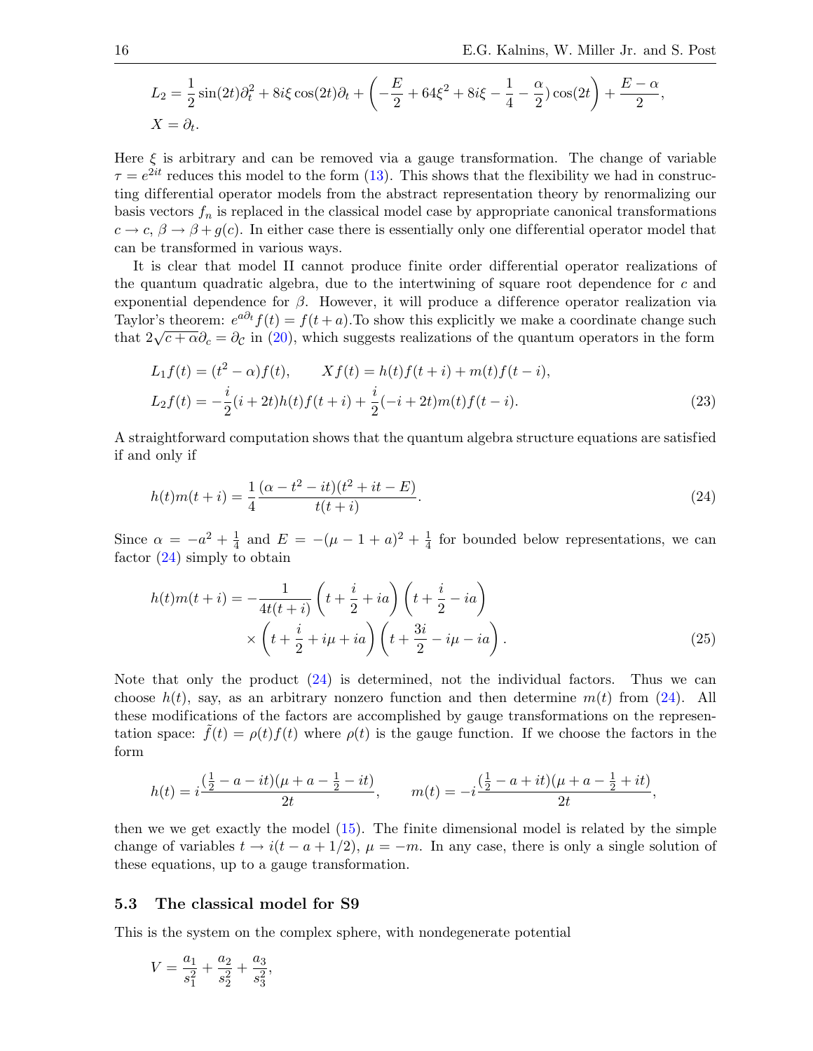$$
\begin{aligned}
&L_2 = \frac{1}{2}\sin(2t)\partial_t^2 + 8i\xi\cos(2t)\partial_t + \left(-\frac{E}{2} + 64\xi^2 + 8i\xi - \frac{1}{4} - \frac{\alpha}{2}\right)\cos(2t)\right) + \frac{E-\alpha}{2},\\
&X = \partial_t.
\end{aligned}
$$

Here $\xi$ is arbitrary and can be removed via a gauge transformation. The change of variable $\tau = e^{2it}$ reduces this model to the form (13). This shows that the flexibility we had in constructing differential operator models from the abstract representation theory by renormalizing our basis vectors $f_n$ is replaced in the classical model case by appropriate canonical transformations $c \to c$, $\beta \to \beta + g(c)$. In either case there is essentially only one differential operator model that can be transformed in various ways.

It is clear that model II cannot produce finite order differential operator realizations of the quantum quadratic algebra, due to the intertwining of square root dependence for $c$ and exponential dependence for $\beta$. However, it will produce a difference operator realization via Taylor's theorem: $e^{a\partial_t}f(t) = f(t+a)$.To show this explicitly we make a coordinate change such that $2\sqrt{c+\alpha}\,\partial_c = \partial_{\mathcal{C}}$ in (20), which suggests realizations of the quantum operators in the form

$$
\begin{aligned}
&L_1 f(t) = (t^2 - \alpha)f(t), \qquad X f(t) = h(t)f(t+i) + m(t)f(t-i),\\
&L_2 f(t) = -\frac{i}{2}(i+2t)h(t)f(t+i) + \frac{i}{2}(-i+2t)m(t)f(t-i).
\end{aligned}
\tag{23}
$$

A straightforward computation shows that the quantum algebra structure equations are satisfied if and only if

$$
h(t)m(t+i) = \frac{1}{4}\frac{(\alpha - t^2 - it)(t^2 + it - E)}{t(t+i)}. \tag{24}
$$

Since $\alpha = -a^2 + \frac{1}{4}$ and $E = -(\mu - 1 + a)^2 + \frac{1}{4}$ for bounded below representations, we can factor (24) simply to obtain

$$
\begin{aligned}
h(t)m(t+i) = {}& -\frac{1}{4t(t+i)}\left(t + \frac{i}{2} + ia\right)\left(t + \frac{i}{2} - ia\right)\\
&\times \left(t + \frac{i}{2} + i\mu + ia\right)\left(t + \frac{3i}{2} - i\mu - ia\right).
\end{aligned}
\tag{25}
$$

Note that only the product (24) is determined, not the individual factors. Thus we can choose $h(t)$, say, as an arbitrary nonzero function and then determine $m(t)$ from (24). All these modifications of the factors are accomplished by gauge transformations on the representation space: $\tilde{f}(t) = \rho(t)f(t)$ where $\rho(t)$ is the gauge function. If we choose the factors in the form

$$
h(t) = i\frac{(\frac{1}{2} - a - it)(\mu + a - \frac{1}{2} - it)}{2t}, \qquad m(t) = -i\frac{(\frac{1}{2} - a + it)(\mu + a - \frac{1}{2} + it)}{2t},
$$

then we we get exactly the model (15). The finite dimensional model is related by the simple change of variables $t \to i(t - a + 1/2)$, $\mu = -m$. In any case, there is only a single solution of these equations, up to a gauge transformation.

### 5.3 The classical model for S9

This is the system on the complex sphere, with nondegenerate potential

$$
V = \frac{a_1}{s_1^2} + \frac{a_2}{s_2^2} + \frac{a_3}{s_3^2},
$$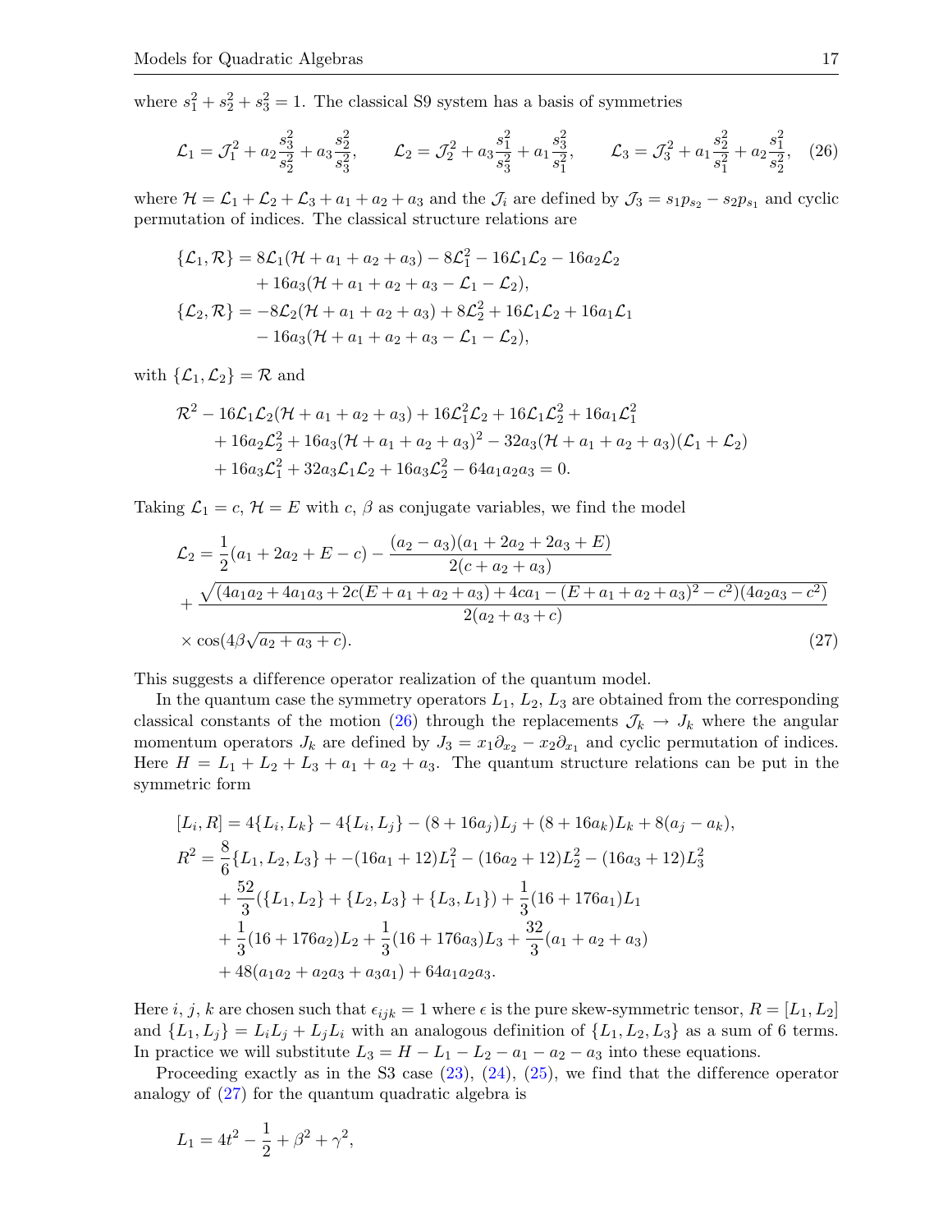where $s_1^2 + s_2^2 + s_3^2 = 1$. The classical S9 system has a basis of symmetries

$$\mathcal{L}_1 = \mathcal{J}_1^2 + a_2\frac{s_3^2}{s_2^2} + a_3\frac{s_2^2}{s_3^2}, \qquad \mathcal{L}_2 = \mathcal{J}_2^2 + a_3\frac{s_1^2}{s_3^2} + a_1\frac{s_3^2}{s_1^2}, \qquad \mathcal{L}_3 = \mathcal{J}_3^2 + a_1\frac{s_2^2}{s_1^2} + a_2\frac{s_1^2}{s_2^2}, \quad (26)$$

where $\mathcal{H} = \mathcal{L}_1 + \mathcal{L}_2 + \mathcal{L}_3 + a_1 + a_2 + a_3$ and the $\mathcal{J}_i$ are defined by $\mathcal{J}_3 = s_1 p_{s_2} - s_2 p_{s_1}$ and cyclic permutation of indices. The classical structure relations are

$$\begin{aligned}
\{\mathcal{L}_1, \mathcal{R}\} &= 8\mathcal{L}_1(\mathcal{H} + a_1 + a_2 + a_3) - 8\mathcal{L}_1^2 - 16\mathcal{L}_1\mathcal{L}_2 - 16a_2\mathcal{L}_2 \\
&\quad + 16a_3(\mathcal{H} + a_1 + a_2 + a_3 - \mathcal{L}_1 - \mathcal{L}_2), \\
\{\mathcal{L}_2, \mathcal{R}\} &= -8\mathcal{L}_2(\mathcal{H} + a_1 + a_2 + a_3) + 8\mathcal{L}_2^2 + 16\mathcal{L}_1\mathcal{L}_2 + 16a_1\mathcal{L}_1 \\
&\quad - 16a_3(\mathcal{H} + a_1 + a_2 + a_3 - \mathcal{L}_1 - \mathcal{L}_2),
\end{aligned}$$

with $\{\mathcal{L}_1, \mathcal{L}_2\} = \mathcal{R}$ and

$$\begin{aligned}
&\mathcal{R}^2 - 16\mathcal{L}_1\mathcal{L}_2(\mathcal{H} + a_1 + a_2 + a_3) + 16\mathcal{L}_1^2\mathcal{L}_2 + 16\mathcal{L}_1\mathcal{L}_2^2 + 16a_1\mathcal{L}_1^2 \\
&\quad + 16a_2\mathcal{L}_2^2 + 16a_3(\mathcal{H} + a_1 + a_2 + a_3)^2 - 32a_3(\mathcal{H} + a_1 + a_2 + a_3)(\mathcal{L}_1 + \mathcal{L}_2) \\
&\quad + 16a_3\mathcal{L}_1^2 + 32a_3\mathcal{L}_1\mathcal{L}_2 + 16a_3\mathcal{L}_2^2 - 64a_1a_2a_3 = 0.
\end{aligned}$$

Taking $\mathcal{L}_1 = c$, $\mathcal{H} = E$ with $c$, $\beta$ as conjugate variables, we find the model

$$\begin{aligned}
\mathcal{L}_2 &= \frac{1}{2}(a_1 + 2a_2 + E - c) - \frac{(a_2 - a_3)(a_1 + 2a_2 + 2a_3 + E)}{2(c + a_2 + a_3)} \\
&\quad + \frac{\sqrt{(4a_1a_2 + 4a_1a_3 + 2c(E + a_1 + a_2 + a_3) + 4ca_1 - (E + a_1 + a_2 + a_3)^2 - c^2)(4a_2a_3 - c^2)}}{2(a_2 + a_3 + c)} \\
&\quad \times \cos(4\beta\sqrt{a_2 + a_3 + c}). \qquad (27)
\end{aligned}$$

This suggests a difference operator realization of the quantum model.

In the quantum case the symmetry operators $L_1$, $L_2$, $L_3$ are obtained from the corresponding classical constants of the motion (26) through the replacements $\mathcal{J}_k \to J_k$ where the angular momentum operators $J_k$ are defined by $J_3 = x_1\partial_{x_2} - x_2\partial_{x_1}$ and cyclic permutation of indices. Here $H = L_1 + L_2 + L_3 + a_1 + a_2 + a_3$. The quantum structure relations can be put in the symmetric form

$$\begin{aligned}
[L_i, R] &= 4\{L_i, L_k\} - 4\{L_i, L_j\} - (8 + 16a_j)L_j + (8 + 16a_k)L_k + 8(a_j - a_k), \\
R^2 &= \frac{8}{6}\{L_1, L_2, L_3\} + -(16a_1 + 12)L_1^2 - (16a_2 + 12)L_2^2 - (16a_3 + 12)L_3^2 \\
&\quad + \frac{52}{3}(\{L_1, L_2\} + \{L_2, L_3\} + \{L_3, L_1\}) + \frac{1}{3}(16 + 176a_1)L_1 \\
&\quad + \frac{1}{3}(16 + 176a_2)L_2 + \frac{1}{3}(16 + 176a_3)L_3 + \frac{32}{3}(a_1 + a_2 + a_3) \\
&\quad + 48(a_1a_2 + a_2a_3 + a_3a_1) + 64a_1a_2a_3.
\end{aligned}$$

Here $i$, $j$, $k$ are chosen such that $\epsilon_{ijk} = 1$ where $\epsilon$ is the pure skew-symmetric tensor, $R = [L_1, L_2]$ and $\{L_1, L_j\} = L_iL_j + L_jL_i$ with an analogous definition of $\{L_1, L_2, L_3\}$ as a sum of 6 terms. In practice we will substitute $L_3 = H - L_1 - L_2 - a_1 - a_2 - a_3$ into these equations.

Proceeding exactly as in the S3 case (23), (24), (25), we find that the difference operator analogy of (27) for the quantum quadratic algebra is

$$L_1 = 4t^2 - \frac{1}{2} + \beta^2 + \gamma^2,$$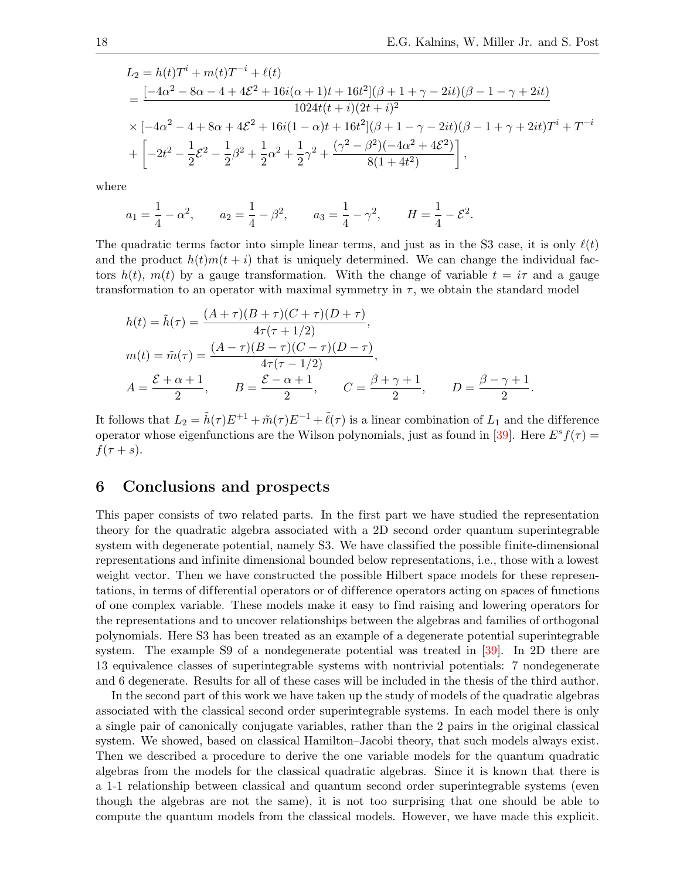$$
\begin{aligned}
L_2 &= h(t)T^i + m(t)T^{-i} + \ell(t) \\
&= \frac{[-4\alpha^2 - 8\alpha - 4 + 4\mathcal{E}^2 + 16i(\alpha+1)t + 16t^2](\beta + 1 + \gamma - 2it)(\beta - 1 - \gamma + 2it)}{1024t(t+i)(2t+i)^2} \\
&\times [-4\alpha^2 - 4 + 8\alpha + 4\mathcal{E}^2 + 16i(1-\alpha)t + 16t^2](\beta + 1 - \gamma - 2it)(\beta - 1 + \gamma + 2it)T^i + T^{-i} \\
&+ \left[-2t^2 - \frac{1}{2}\mathcal{E}^2 - \frac{1}{2}\beta^2 + \frac{1}{2}\alpha^2 + \frac{1}{2}\gamma^2 + \frac{(\gamma^2 - \beta^2)(-4\alpha^2 + 4\mathcal{E}^2)}{8(1+4t^2)}\right],
\end{aligned}
$$

where

$$
a_1 = \frac{1}{4} - \alpha^2, \qquad a_2 = \frac{1}{4} - \beta^2, \qquad a_3 = \frac{1}{4} - \gamma^2, \qquad H = \frac{1}{4} - \mathcal{E}^2.
$$

The quadratic terms factor into simple linear terms, and just as in the S3 case, it is only $\ell(t)$ and the product $h(t)m(t+i)$ that is uniquely determined. We can change the individual factors $h(t)$, $m(t)$ by a gauge transformation. With the change of variable $t = i\tau$ and a gauge transformation to an operator with maximal symmetry in $\tau$, we obtain the standard model

$$
\begin{aligned}
h(t) &= \tilde{h}(\tau) = \frac{(A+\tau)(B+\tau)(C+\tau)(D+\tau)}{4\tau(\tau+1/2)}, \\
m(t) &= \tilde{m}(\tau) = \frac{(A-\tau)(B-\tau)(C-\tau)(D-\tau)}{4\tau(\tau-1/2)}, \\
A &= \frac{\mathcal{E}+\alpha+1}{2}, \qquad B = \frac{\mathcal{E}-\alpha+1}{2}, \qquad C = \frac{\beta+\gamma+1}{2}, \qquad D = \frac{\beta-\gamma+1}{2}.
\end{aligned}
$$

It follows that $L_2 = \tilde{h}(\tau)E^{+1} + \tilde{m}(\tau)E^{-1} + \tilde{\ell}(\tau)$ is a linear combination of $L_1$ and the difference operator whose eigenfunctions are the Wilson polynomials, just as found in [39]. Here $E^s f(\tau) = f(\tau + s)$.

## 6 Conclusions and prospects

This paper consists of two related parts. In the first part we have studied the representation theory for the quadratic algebra associated with a 2D second order quantum superintegrable system with degenerate potential, namely S3. We have classified the possible finite-dimensional representations and infinite dimensional bounded below representations, i.e., those with a lowest weight vector. Then we have constructed the possible Hilbert space models for these representations, in terms of differential operators or of difference operators acting on spaces of functions of one complex variable. These models make it easy to find raising and lowering operators for the representations and to uncover relationships between the algebras and families of orthogonal polynomials. Here S3 has been treated as an example of a degenerate potential superintegrable system. The example S9 of a nondegenerate potential was treated in [39]. In 2D there are 13 equivalence classes of superintegrable systems with nontrivial potentials: 7 nondegenerate and 6 degenerate. Results for all of these cases will be included in the thesis of the third author.

In the second part of this work we have taken up the study of models of the quadratic algebras associated with the classical second order superintegrable systems. In each model there is only a single pair of canonically conjugate variables, rather than the 2 pairs in the original classical system. We showed, based on classical Hamilton–Jacobi theory, that such models always exist. Then we described a procedure to derive the one variable models for the quantum quadratic algebras from the models for the classical quadratic algebras. Since it is known that there is a 1-1 relationship between classical and quantum second order superintegrable systems (even though the algebras are not the same), it is not too surprising that one should be able to compute the quantum models from the classical models. However, we have made this explicit.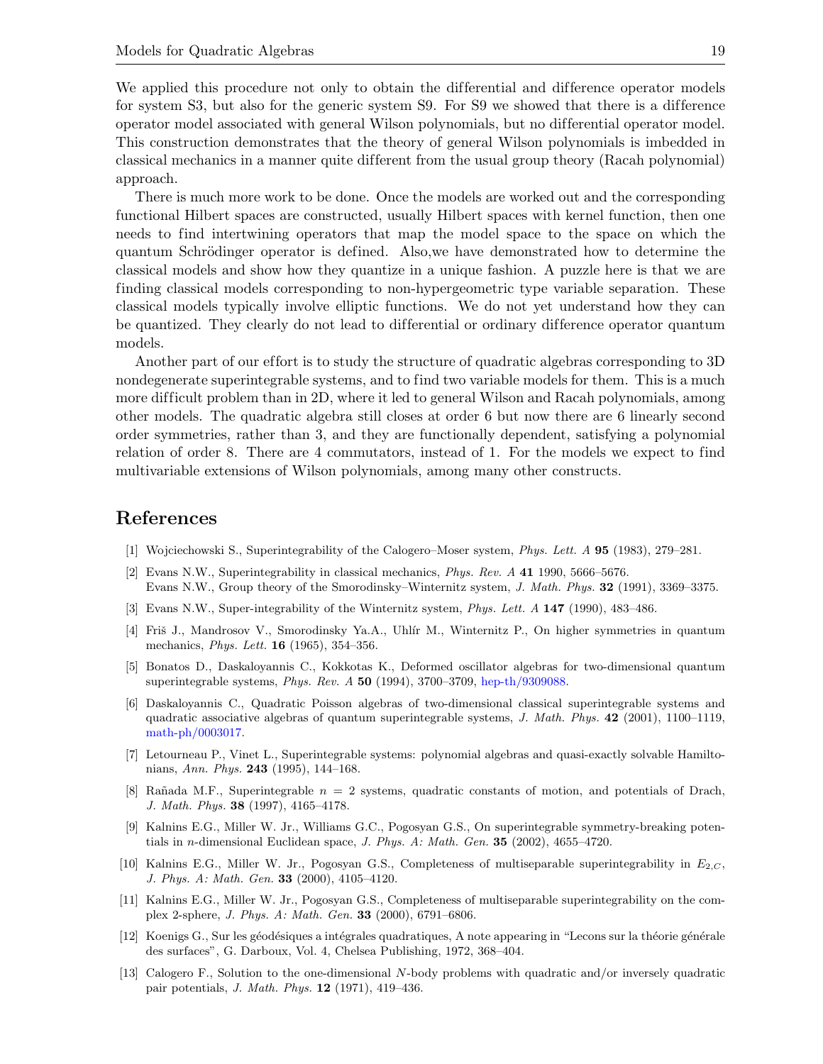We applied this procedure not only to obtain the differential and difference operator models for system S3, but also for the generic system S9. For S9 we showed that there is a difference operator model associated with general Wilson polynomials, but no differential operator model. This construction demonstrates that the theory of general Wilson polynomials is imbedded in classical mechanics in a manner quite different from the usual group theory (Racah polynomial) approach.

There is much more work to be done. Once the models are worked out and the corresponding functional Hilbert spaces are constructed, usually Hilbert spaces with kernel function, then one needs to find intertwining operators that map the model space to the space on which the quantum Schrödinger operator is defined. Also,we have demonstrated how to determine the classical models and show how they quantize in a unique fashion. A puzzle here is that we are finding classical models corresponding to non-hypergeometric type variable separation. These classical models typically involve elliptic functions. We do not yet understand how they can be quantized. They clearly do not lead to differential or ordinary difference operator quantum models.

Another part of our effort is to study the structure of quadratic algebras corresponding to 3D nondegenerate superintegrable systems, and to find two variable models for them. This is a much more difficult problem than in 2D, where it led to general Wilson and Racah polynomials, among other models. The quadratic algebra still closes at order 6 but now there are 6 linearly second order symmetries, rather than 3, and they are functionally dependent, satisfying a polynomial relation of order 8. There are 4 commutators, instead of 1. For the models we expect to find multivariable extensions of Wilson polynomials, among many other constructs.

## References

[1] Wojciechowski S., Superintegrability of the Calogero–Moser system, *Phys. Lett. A* **95** (1983), 279–281.

[2] Evans N.W., Superintegrability in classical mechanics, *Phys. Rev. A* **41** 1990, 5666–5676.
Evans N.W., Group theory of the Smorodinsky–Winternitz system, *J. Math. Phys.* **32** (1991), 3369–3375.

[3] Evans N.W., Super-integrability of the Winternitz system, *Phys. Lett. A* **147** (1990), 483–486.

[4] Friš J., Mandrosov V., Smorodinsky Ya.A., Uhlír M., Winternitz P., On higher symmetries in quantum mechanics, *Phys. Lett.* **16** (1965), 354–356.

[5] Bonatos D., Daskaloyannis C., Kokkotas K., Deformed oscillator algebras for two-dimensional quantum superintegrable systems, *Phys. Rev. A* **50** (1994), 3700–3709, hep-th/9309088.

[6] Daskaloyannis C., Quadratic Poisson algebras of two-dimensional classical superintegrable systems and quadratic associative algebras of quantum superintegrable systems, *J. Math. Phys.* **42** (2001), 1100–1119, math-ph/0003017.

[7] Letourneau P., Vinet L., Superintegrable systems: polynomial algebras and quasi-exactly solvable Hamiltonians, *Ann. Phys.* **243** (1995), 144–168.

[8] Rañada M.F., Superintegrable $n = 2$ systems, quadratic constants of motion, and potentials of Drach, *J. Math. Phys.* **38** (1997), 4165–4178.

[9] Kalnins E.G., Miller W. Jr., Williams G.C., Pogosyan G.S., On superintegrable symmetry-breaking potentials in $n$-dimensional Euclidean space, *J. Phys. A: Math. Gen.* **35** (2002), 4655–4720.

[10] Kalnins E.G., Miller W. Jr., Pogosyan G.S., Completeness of multiseparable superintegrability in $E_{2,C}$, *J. Phys. A: Math. Gen.* **33** (2000), 4105–4120.

[11] Kalnins E.G., Miller W. Jr., Pogosyan G.S., Completeness of multiseparable superintegrability on the complex 2-sphere, *J. Phys. A: Math. Gen.* **33** (2000), 6791–6806.

[12] Koenigs G., Sur les géodésiques a intégrales quadratiques, A note appearing in "Lecons sur la théorie générale des surfaces", G. Darboux, Vol. 4, Chelsea Publishing, 1972, 368–404.

[13] Calogero F., Solution to the one-dimensional $N$-body problems with quadratic and/or inversely quadratic pair potentials, *J. Math. Phys.* **12** (1971), 419–436.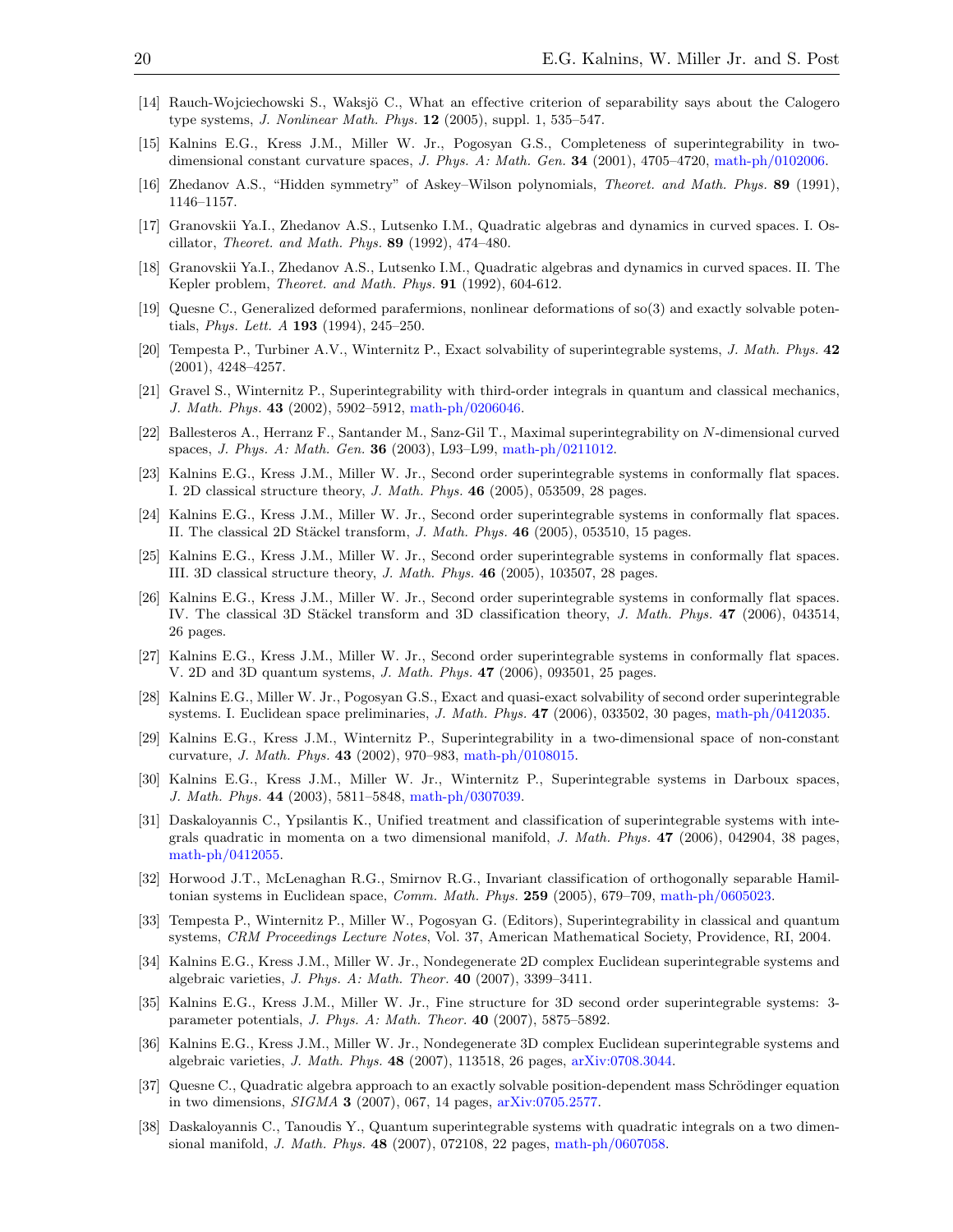[14] Rauch-Wojciechowski S., Waksjö C., What an effective criterion of separability says about the Calogero type systems, *J. Nonlinear Math. Phys.* **12** (2005), suppl. 1, 535–547.

[15] Kalnins E.G., Kress J.M., Miller W. Jr., Pogosyan G.S., Completeness of superintegrability in two-dimensional constant curvature spaces, *J. Phys. A: Math. Gen.* **34** (2001), 4705–4720, math-ph/0102006.

[16] Zhedanov A.S., "Hidden symmetry" of Askey–Wilson polynomials, *Theoret. and Math. Phys.* **89** (1991), 1146–1157.

[17] Granovskii Ya.I., Zhedanov A.S., Lutsenko I.M., Quadratic algebras and dynamics in curved spaces. I. Oscillator, *Theoret. and Math. Phys.* **89** (1992), 474–480.

[18] Granovskii Ya.I., Zhedanov A.S., Lutsenko I.M., Quadratic algebras and dynamics in curved spaces. II. The Kepler problem, *Theoret. and Math. Phys.* **91** (1992), 604-612.

[19] Quesne C., Generalized deformed parafermions, nonlinear deformations of so(3) and exactly solvable potentials, *Phys. Lett. A* **193** (1994), 245–250.

[20] Tempesta P., Turbiner A.V., Winternitz P., Exact solvability of superintegrable systems, *J. Math. Phys.* **42** (2001), 4248–4257.

[21] Gravel S., Winternitz P., Superintegrability with third-order integrals in quantum and classical mechanics, *J. Math. Phys.* **43** (2002), 5902–5912, math-ph/0206046.

[22] Ballesteros A., Herranz F., Santander M., Sanz-Gil T., Maximal superintegrability on $N$-dimensional curved spaces, *J. Phys. A: Math. Gen.* **36** (2003), L93–L99, math-ph/0211012.

[23] Kalnins E.G., Kress J.M., Miller W. Jr., Second order superintegrable systems in conformally flat spaces. I. 2D classical structure theory, *J. Math. Phys.* **46** (2005), 053509, 28 pages.

[24] Kalnins E.G., Kress J.M., Miller W. Jr., Second order superintegrable systems in conformally flat spaces. II. The classical 2D Stäckel transform, *J. Math. Phys.* **46** (2005), 053510, 15 pages.

[25] Kalnins E.G., Kress J.M., Miller W. Jr., Second order superintegrable systems in conformally flat spaces. III. 3D classical structure theory, *J. Math. Phys.* **46** (2005), 103507, 28 pages.

[26] Kalnins E.G., Kress J.M., Miller W. Jr., Second order superintegrable systems in conformally flat spaces. IV. The classical 3D Stäckel transform and 3D classification theory, *J. Math. Phys.* **47** (2006), 043514, 26 pages.

[27] Kalnins E.G., Kress J.M., Miller W. Jr., Second order superintegrable systems in conformally flat spaces. V. 2D and 3D quantum systems, *J. Math. Phys.* **47** (2006), 093501, 25 pages.

[28] Kalnins E.G., Miller W. Jr., Pogosyan G.S., Exact and quasi-exact solvability of second order superintegrable systems. I. Euclidean space preliminaries, *J. Math. Phys.* **47** (2006), 033502, 30 pages, math-ph/0412035.

[29] Kalnins E.G., Kress J.M., Winternitz P., Superintegrability in a two-dimensional space of non-constant curvature, *J. Math. Phys.* **43** (2002), 970–983, math-ph/0108015.

[30] Kalnins E.G., Kress J.M., Miller W. Jr., Winternitz P., Superintegrable systems in Darboux spaces, *J. Math. Phys.* **44** (2003), 5811–5848, math-ph/0307039.

[31] Daskaloyannis C., Ypsilantis K., Unified treatment and classification of superintegrable systems with integrals quadratic in momenta on a two dimensional manifold, *J. Math. Phys.* **47** (2006), 042904, 38 pages, math-ph/0412055.

[32] Horwood J.T., McLenaghan R.G., Smirnov R.G., Invariant classification of orthogonally separable Hamiltonian systems in Euclidean space, *Comm. Math. Phys.* **259** (2005), 679–709, math-ph/0605023.

[33] Tempesta P., Winternitz P., Miller W., Pogosyan G. (Editors), Superintegrability in classical and quantum systems, *CRM Proceedings Lecture Notes*, Vol. 37, American Mathematical Society, Providence, RI, 2004.

[34] Kalnins E.G., Kress J.M., Miller W. Jr., Nondegenerate 2D complex Euclidean superintegrable systems and algebraic varieties, *J. Phys. A: Math. Theor.* **40** (2007), 3399–3411.

[35] Kalnins E.G., Kress J.M., Miller W. Jr., Fine structure for 3D second order superintegrable systems: 3-parameter potentials, *J. Phys. A: Math. Theor.* **40** (2007), 5875–5892.

[36] Kalnins E.G., Kress J.M., Miller W. Jr., Nondegenerate 3D complex Euclidean superintegrable systems and algebraic varieties, *J. Math. Phys.* **48** (2007), 113518, 26 pages, arXiv:0708.3044.

[37] Quesne C., Quadratic algebra approach to an exactly solvable position-dependent mass Schrödinger equation in two dimensions, *SIGMA* **3** (2007), 067, 14 pages, arXiv:0705.2577.

[38] Daskaloyannis C., Tanoudis Y., Quantum superintegrable systems with quadratic integrals on a two dimensional manifold, *J. Math. Phys.* **48** (2007), 072108, 22 pages, math-ph/0607058.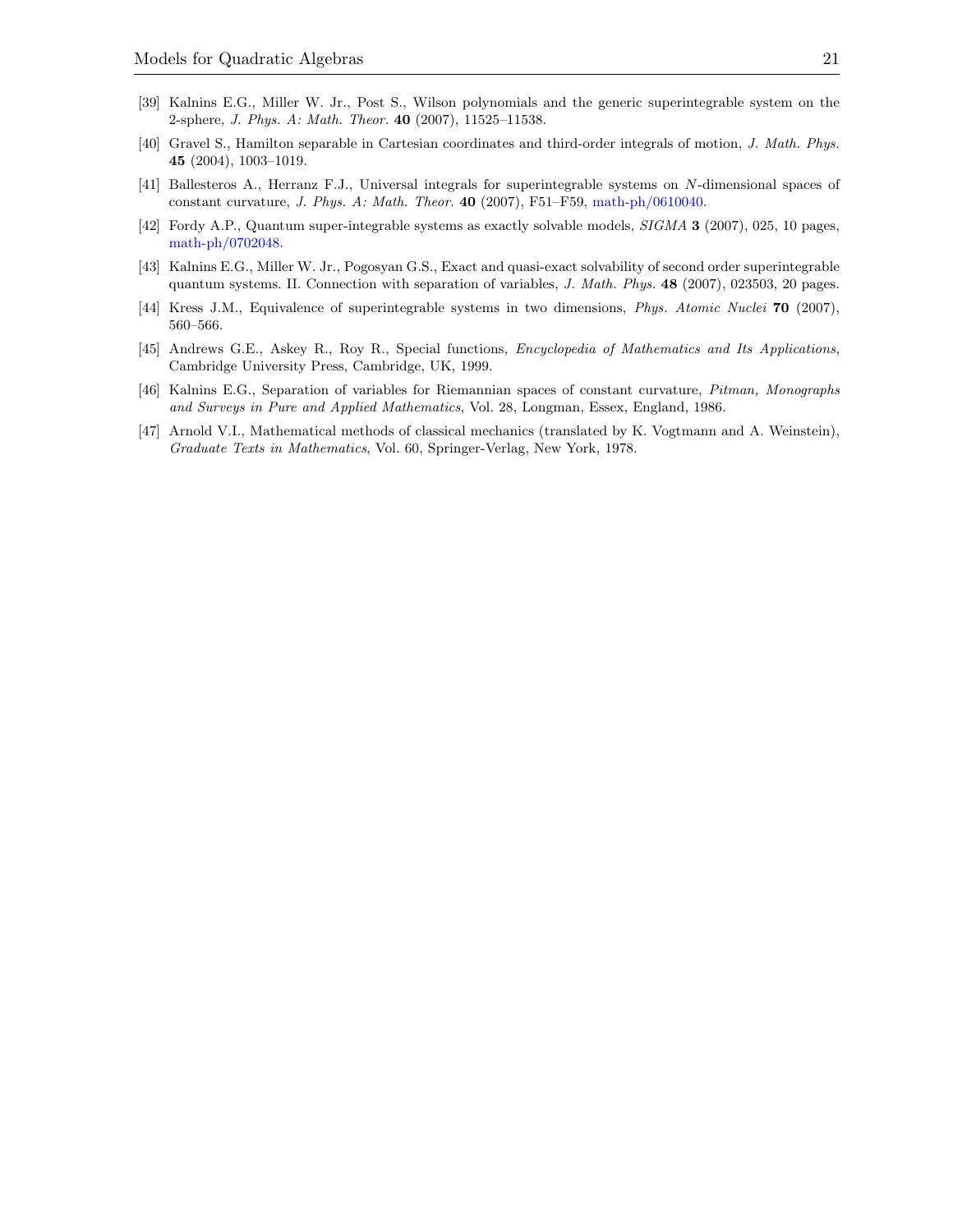[39] Kalnins E.G., Miller W. Jr., Post S., Wilson polynomials and the generic superintegrable system on the 2-sphere, *J. Phys. A: Math. Theor.* **40** (2007), 11525–11538.

[40] Gravel S., Hamilton separable in Cartesian coordinates and third-order integrals of motion, *J. Math. Phys.* **45** (2004), 1003–1019.

[41] Ballesteros A., Herranz F.J., Universal integrals for superintegrable systems on $N$-dimensional spaces of constant curvature, *J. Phys. A: Math. Theor.* **40** (2007), F51–F59, math-ph/0610040.

[42] Fordy A.P., Quantum super-integrable systems as exactly solvable models, *SIGMA* **3** (2007), 025, 10 pages, math-ph/0702048.

[43] Kalnins E.G., Miller W. Jr., Pogosyan G.S., Exact and quasi-exact solvability of second order superintegrable quantum systems. II. Connection with separation of variables, *J. Math. Phys.* **48** (2007), 023503, 20 pages.

[44] Kress J.M., Equivalence of superintegrable systems in two dimensions, *Phys. Atomic Nuclei* **70** (2007), 560–566.

[45] Andrews G.E., Askey R., Roy R., Special functions, *Encyclopedia of Mathematics and Its Applications*, Cambridge University Press, Cambridge, UK, 1999.

[46] Kalnins E.G., Separation of variables for Riemannian spaces of constant curvature, *Pitman, Monographs and Surveys in Pure and Applied Mathematics*, Vol. 28, Longman, Essex, England, 1986.

[47] Arnold V.I., Mathematical methods of classical mechanics (translated by K. Vogtmann and A. Weinstein), *Graduate Texts in Mathematics*, Vol. 60, Springer-Verlag, New York, 1978.